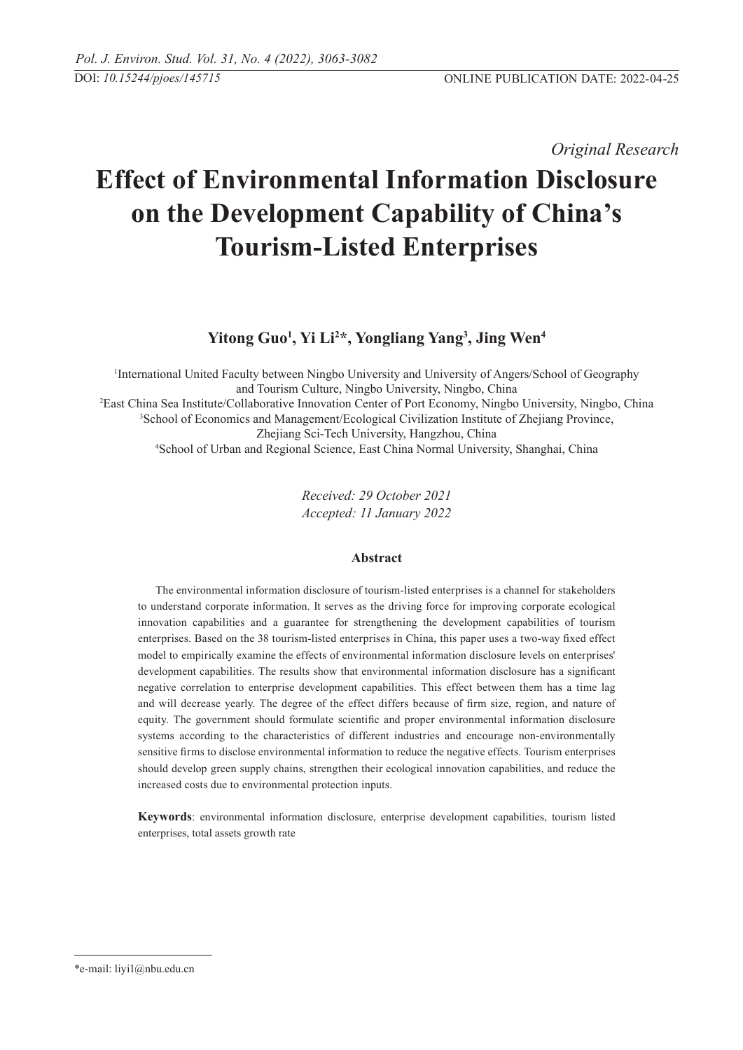DOI: *10.15244/pjoes/145715*

ONLINE PUBLICATION DATE: 2022-04-25

*Original Research*

# Effect of Environmental Information Disclosure on the Development Capability of China's Tourism-Listed Enterprises

**Yitong Guo[1], Yi Li[2]*, Yongliang Yang[3], Jing Wen[4]**

[1]International United Faculty between Ningbo University and University of Angers/School of Geography and Tourism Culture, Ningbo University, Ningbo, China
[2]East China Sea Institute/Collaborative Innovation Center of Port Economy, Ningbo University, Ningbo, China
[3]School of Economics and Management/Ecological Civilization Institute of Zhejiang Province, Zhejiang Sci-Tech University, Hangzhou, China
[4]School of Urban and Regional Science, East China Normal University, Shanghai, China

*Received: 29 October 2021*
*Accepted: 11 January 2022*

## Abstract

The environmental information disclosure of tourism-listed enterprises is a channel for stakeholders to understand corporate information. It serves as the driving force for improving corporate ecological innovation capabilities and a guarantee for strengthening the development capabilities of tourism enterprises. Based on the 38 tourism-listed enterprises in China, this paper uses a two-way fixed effect model to empirically examine the effects of environmental information disclosure levels on enterprises' development capabilities. The results show that environmental information disclosure has a significant negative correlation to enterprise development capabilities. This effect between them has a time lag and will decrease yearly. The degree of the effect differs because of firm size, region, and nature of equity. The government should formulate scientific and proper environmental information disclosure systems according to the characteristics of different industries and encourage non-environmentally sensitive firms to disclose environmental information to reduce the negative effects. Tourism enterprises should develop green supply chains, strengthen their ecological innovation capabilities, and reduce the increased costs due to environmental protection inputs.

**Keywords**: environmental information disclosure, enterprise development capabilities, tourism listed enterprises, total assets growth rate

*e-mail: liyi1@nbu.edu.cn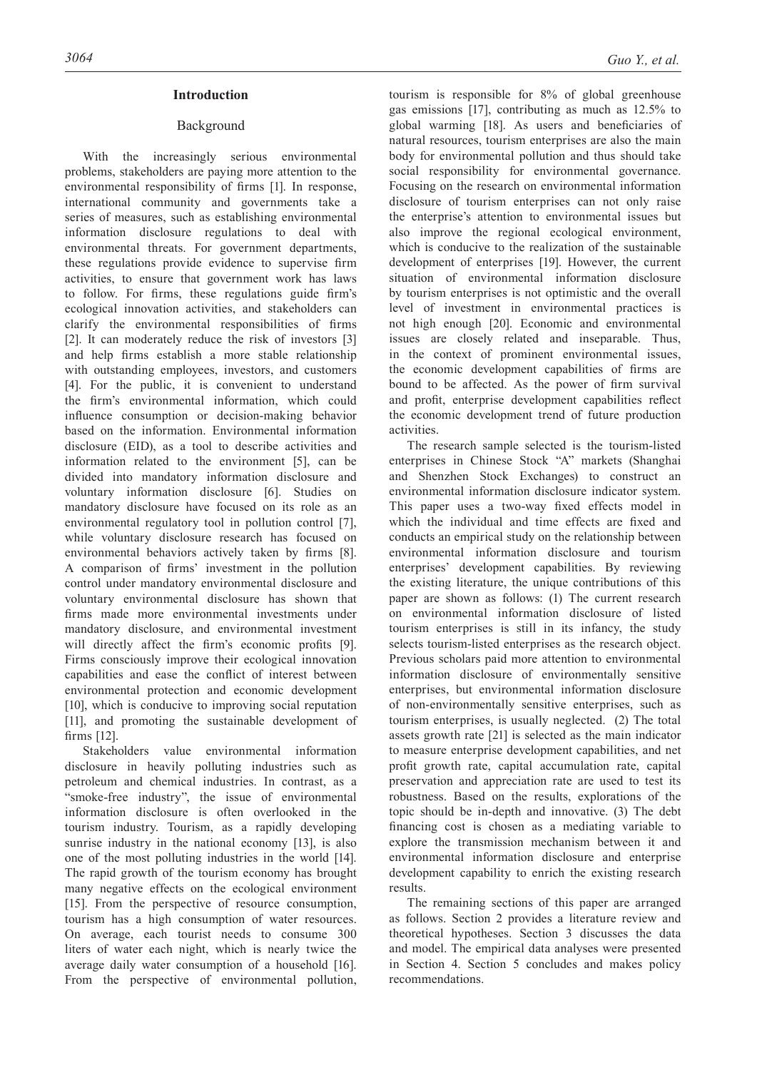## Introduction

### Background

With the increasingly serious environmental problems, stakeholders are paying more attention to the environmental responsibility of firms [1]. In response, international community and governments take a series of measures, such as establishing environmental information disclosure regulations to deal with environmental threats. For government departments, these regulations provide evidence to supervise firm activities, to ensure that government work has laws to follow. For firms, these regulations guide firm's ecological innovation activities, and stakeholders can clarify the environmental responsibilities of firms [2]. It can moderately reduce the risk of investors [3] and help firms establish a more stable relationship with outstanding employees, investors, and customers [4]. For the public, it is convenient to understand the firm's environmental information, which could influence consumption or decision-making behavior based on the information. Environmental information disclosure (EID), as a tool to describe activities and information related to the environment [5], can be divided into mandatory information disclosure and voluntary information disclosure [6]. Studies on mandatory disclosure have focused on its role as an environmental regulatory tool in pollution control [7], while voluntary disclosure research has focused on environmental behaviors actively taken by firms [8]. A comparison of firms' investment in the pollution control under mandatory environmental disclosure and voluntary environmental disclosure has shown that firms made more environmental investments under mandatory disclosure, and environmental investment will directly affect the firm's economic profits [9]. Firms consciously improve their ecological innovation capabilities and ease the conflict of interest between environmental protection and economic development [10], which is conducive to improving social reputation [11], and promoting the sustainable development of firms [12].

Stakeholders value environmental information disclosure in heavily polluting industries such as petroleum and chemical industries. In contrast, as a "smoke-free industry", the issue of environmental information disclosure is often overlooked in the tourism industry. Tourism, as a rapidly developing sunrise industry in the national economy [13], is also one of the most polluting industries in the world [14]. The rapid growth of the tourism economy has brought many negative effects on the ecological environment [15]. From the perspective of resource consumption, tourism has a high consumption of water resources. On average, each tourist needs to consume 300 liters of water each night, which is nearly twice the average daily water consumption of a household [16]. From the perspective of environmental pollution, tourism is responsible for 8% of global greenhouse gas emissions [17], contributing as much as 12.5% to global warming [18]. As users and beneficiaries of natural resources, tourism enterprises are also the main body for environmental pollution and thus should take social responsibility for environmental governance. Focusing on the research on environmental information disclosure of tourism enterprises can not only raise the enterprise's attention to environmental issues but also improve the regional ecological environment, which is conducive to the realization of the sustainable development of enterprises [19]. However, the current situation of environmental information disclosure by tourism enterprises is not optimistic and the overall level of investment in environmental practices is not high enough [20]. Economic and environmental issues are closely related and inseparable. Thus, in the context of prominent environmental issues, the economic development capabilities of firms are bound to be affected. As the power of firm survival and profit, enterprise development capabilities reflect the economic development trend of future production activities.

The research sample selected is the tourism-listed enterprises in Chinese Stock "A" markets (Shanghai and Shenzhen Stock Exchanges) to construct an environmental information disclosure indicator system. This paper uses a two-way fixed effects model in which the individual and time effects are fixed and conducts an empirical study on the relationship between environmental information disclosure and tourism enterprises' development capabilities. By reviewing the existing literature, the unique contributions of this paper are shown as follows: (1) The current research on environmental information disclosure of listed tourism enterprises is still in its infancy, the study selects tourism-listed enterprises as the research object. Previous scholars paid more attention to environmental information disclosure of environmentally sensitive enterprises, but environmental information disclosure of non-environmentally sensitive enterprises, such as tourism enterprises, is usually neglected. (2) The total assets growth rate [21] is selected as the main indicator to measure enterprise development capabilities, and net profit growth rate, capital accumulation rate, capital preservation and appreciation rate are used to test its robustness. Based on the results, explorations of the topic should be in-depth and innovative. (3) The debt financing cost is chosen as a mediating variable to explore the transmission mechanism between it and environmental information disclosure and enterprise development capability to enrich the existing research results.

The remaining sections of this paper are arranged as follows. Section 2 provides a literature review and theoretical hypotheses. Section 3 discusses the data and model. The empirical data analyses were presented in Section 4. Section 5 concludes and makes policy recommendations.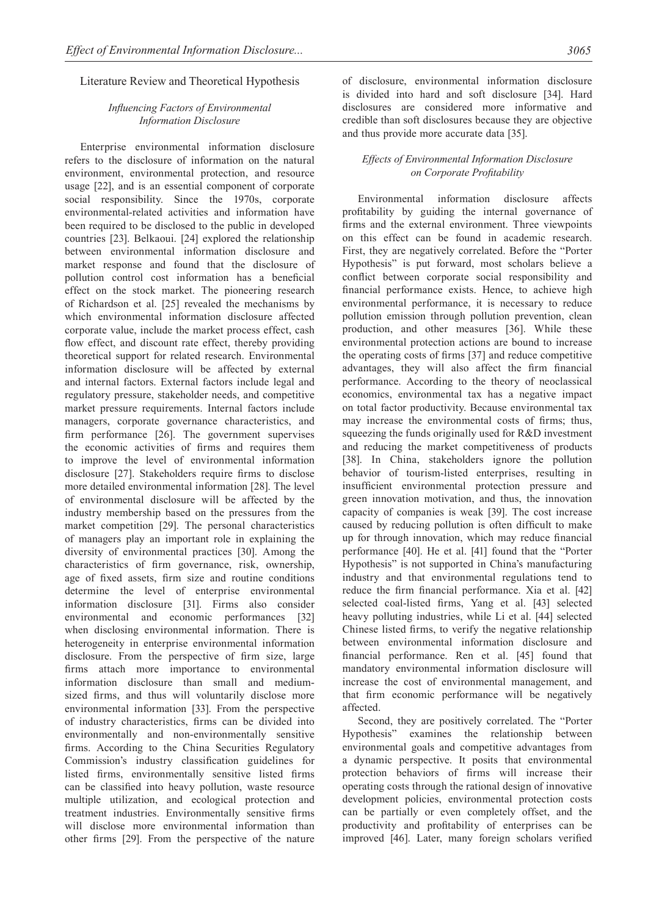## Literature Review and Theoretical Hypothesis

### *Influencing Factors of Environmental Information Disclosure*

Enterprise environmental information disclosure refers to the disclosure of information on the natural environment, environmental protection, and resource usage [22], and is an essential component of corporate social responsibility. Since the 1970s, corporate environmental-related activities and information have been required to be disclosed to the public in developed countries [23]. Belkaoui. [24] explored the relationship between environmental information disclosure and market response and found that the disclosure of pollution control cost information has a beneficial effect on the stock market. The pioneering research of Richardson et al. [25] revealed the mechanisms by which environmental information disclosure affected corporate value, include the market process effect, cash flow effect, and discount rate effect, thereby providing theoretical support for related research. Environmental information disclosure will be affected by external and internal factors. External factors include legal and regulatory pressure, stakeholder needs, and competitive market pressure requirements. Internal factors include managers, corporate governance characteristics, and firm performance [26]. The government supervises the economic activities of firms and requires them to improve the level of environmental information disclosure [27]. Stakeholders require firms to disclose more detailed environmental information [28]. The level of environmental disclosure will be affected by the industry membership based on the pressures from the market competition [29]. The personal characteristics of managers play an important role in explaining the diversity of environmental practices [30]. Among the characteristics of firm governance, risk, ownership, age of fixed assets, firm size and routine conditions determine the level of enterprise environmental information disclosure [31]. Firms also consider environmental and economic performances [32] when disclosing environmental information. There is heterogeneity in enterprise environmental information disclosure. From the perspective of firm size, large firms attach more importance to environmental information disclosure than small and medium-sized firms, and thus will voluntarily disclose more environmental information [33]. From the perspective of industry characteristics, firms can be divided into environmentally and non-environmentally sensitive firms. According to the China Securities Regulatory Commission's industry classification guidelines for listed firms, environmentally sensitive listed firms can be classified into heavy pollution, waste resource multiple utilization, and ecological protection and treatment industries. Environmentally sensitive firms will disclose more environmental information than other firms [29]. From the perspective of the nature of disclosure, environmental information disclosure is divided into hard and soft disclosure [34]. Hard disclosures are considered more informative and credible than soft disclosures because they are objective and thus provide more accurate data [35].

### *Effects of Environmental Information Disclosure on Corporate Profitability*

Environmental information disclosure affects profitability by guiding the internal governance of firms and the external environment. Three viewpoints on this effect can be found in academic research. First, they are negatively correlated. Before the "Porter Hypothesis" is put forward, most scholars believe a conflict between corporate social responsibility and financial performance exists. Hence, to achieve high environmental performance, it is necessary to reduce pollution emission through pollution prevention, clean production, and other measures [36]. While these environmental protection actions are bound to increase the operating costs of firms [37] and reduce competitive advantages, they will also affect the firm financial performance. According to the theory of neoclassical economics, environmental tax has a negative impact on total factor productivity. Because environmental tax may increase the environmental costs of firms; thus, squeezing the funds originally used for R&D investment and reducing the market competitiveness of products [38]. In China, stakeholders ignore the pollution behavior of tourism-listed enterprises, resulting in insufficient environmental protection pressure and green innovation motivation, and thus, the innovation capacity of companies is weak [39]. The cost increase caused by reducing pollution is often difficult to make up for through innovation, which may reduce financial performance [40]. He et al. [41] found that the "Porter Hypothesis" is not supported in China's manufacturing industry and that environmental regulations tend to reduce the firm financial performance. Xia et al. [42] selected coal-listed firms, Yang et al. [43] selected heavy polluting industries, while Li et al. [44] selected Chinese listed firms, to verify the negative relationship between environmental information disclosure and financial performance. Ren et al. [45] found that mandatory environmental information disclosure will increase the cost of environmental management, and that firm economic performance will be negatively affected.

Second, they are positively correlated. The "Porter Hypothesis" examines the relationship between environmental goals and competitive advantages from a dynamic perspective. It posits that environmental protection behaviors of firms will increase their operating costs through the rational design of innovative development policies, environmental protection costs can be partially or even completely offset, and the productivity and profitability of enterprises can be improved [46]. Later, many foreign scholars verified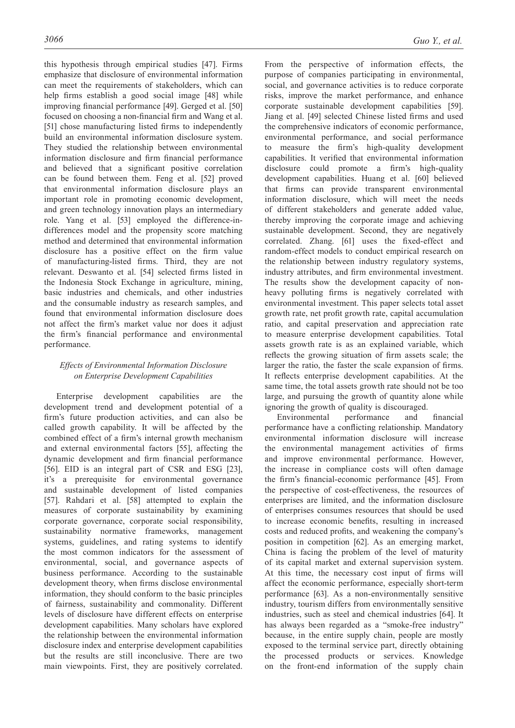this hypothesis through empirical studies [47]. Firms emphasize that disclosure of environmental information can meet the requirements of stakeholders, which can help firms establish a good social image [48] while improving financial performance [49]. Gerged et al. [50] focused on choosing a non-financial firm and Wang et al. [51] chose manufacturing listed firms to independently build an environmental information disclosure system. They studied the relationship between environmental information disclosure and firm financial performance and believed that a significant positive correlation can be found between them. Feng et al. [52] proved that environmental information disclosure plays an important role in promoting economic development, and green technology innovation plays an intermediary role. Yang et al. [53] employed the difference-in-differences model and the propensity score matching method and determined that environmental information disclosure has a positive effect on the firm value of manufacturing-listed firms. Third, they are not relevant. Deswanto et al. [54] selected firms listed in the Indonesia Stock Exchange in agriculture, mining, basic industries and chemicals, and other industries and the consumable industry as research samples, and found that environmental information disclosure does not affect the firm's market value nor does it adjust the firm's financial performance and environmental performance.

### *Effects of Environmental Information Disclosure on Enterprise Development Capabilities*

Enterprise development capabilities are the development trend and development potential of a firm's future production activities, and can also be called growth capability. It will be affected by the combined effect of a firm's internal growth mechanism and external environmental factors [55], affecting the dynamic development and firm financial performance [56]. EID is an integral part of CSR and ESG [23], it's a prerequisite for environmental governance and sustainable development of listed companies [57]. Rahdari et al. [58] attempted to explain the measures of corporate sustainability by examining corporate governance, corporate social responsibility, sustainability normative frameworks, management systems, guidelines, and rating systems to identify the most common indicators for the assessment of environmental, social, and governance aspects of business performance. According to the sustainable development theory, when firms disclose environmental information, they should conform to the basic principles of fairness, sustainability and commonality. Different levels of disclosure have different effects on enterprise development capabilities. Many scholars have explored the relationship between the environmental information disclosure index and enterprise development capabilities but the results are still inconclusive. There are two main viewpoints. First, they are positively correlated. From the perspective of information effects, the purpose of companies participating in environmental, social, and governance activities is to reduce corporate risks, improve the market performance, and enhance corporate sustainable development capabilities [59]. Jiang et al. [49] selected Chinese listed firms and used the comprehensive indicators of economic performance, environmental performance, and social performance to measure the firm's high-quality development capabilities. It verified that environmental information disclosure could promote a firm's high-quality development capabilities. Huang et al. [60] believed that firms can provide transparent environmental information disclosure, which will meet the needs of different stakeholders and generate added value, thereby improving the corporate image and achieving sustainable development. Second, they are negatively correlated. Zhang. [61] uses the fixed-effect and random-effect models to conduct empirical research on the relationship between industry regulatory systems, industry attributes, and firm environmental investment. The results show the development capacity of non-heavy polluting firms is negatively correlated with environmental investment. This paper selects total asset growth rate, net profit growth rate, capital accumulation ratio, and capital preservation and appreciation rate to measure enterprise development capabilities. Total assets growth rate is as an explained variable, which reflects the growing situation of firm assets scale; the larger the ratio, the faster the scale expansion of firms. It reflects enterprise development capabilities. At the same time, the total assets growth rate should not be too large, and pursuing the growth of quantity alone while ignoring the growth of quality is discouraged.

Environmental performance and financial performance have a conflicting relationship. Mandatory environmental information disclosure will increase the environmental management activities of firms and improve environmental performance. However, the increase in compliance costs will often damage the firm's financial-economic performance [45]. From the perspective of cost-effectiveness, the resources of enterprises are limited, and the information disclosure of enterprises consumes resources that should be used to increase economic benefits, resulting in increased costs and reduced profits, and weakening the company's position in competition [62]. As an emerging market, China is facing the problem of the level of maturity of its capital market and external supervision system. At this time, the necessary cost input of firms will affect the economic performance, especially short-term performance [63]. As a non-environmentally sensitive industry, tourism differs from environmentally sensitive industries, such as steel and chemical industries [64]. It has always been regarded as a "smoke-free industry" because, in the entire supply chain, people are mostly exposed to the terminal service part, directly obtaining the processed products or services. Knowledge on the front-end information of the supply chain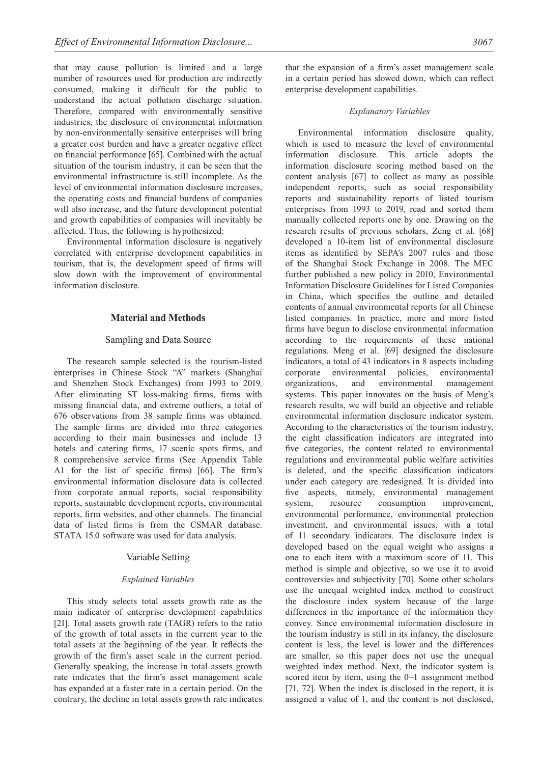that may cause pollution is limited and a large number of resources used for production are indirectly consumed, making it difficult for the public to understand the actual pollution discharge situation. Therefore, compared with environmentally sensitive industries, the disclosure of environmental information by non-environmentally sensitive enterprises will bring a greater cost burden and have a greater negative effect on financial performance [65]. Combined with the actual situation of the tourism industry, it can be seen that the environmental infrastructure is still incomplete. As the level of environmental information disclosure increases, the operating costs and financial burdens of companies will also increase, and the future development potential and growth capabilities of companies will inevitably be affected. Thus, the following is hypothesized:

Environmental information disclosure is negatively correlated with enterprise development capabilities in tourism, that is, the development speed of firms will slow down with the improvement of environmental information disclosure.

## Material and Methods

### Sampling and Data Source

The research sample selected is the tourism-listed enterprises in Chinese Stock "A" markets (Shanghai and Shenzhen Stock Exchanges) from 1993 to 2019. After eliminating ST loss-making firms, firms with missing financial data, and extreme outliers, a total of 676 observations from 38 sample firms was obtained. The sample firms are divided into three categories according to their main businesses and include 13 hotels and catering firms, 17 scenic spots firms, and 8 comprehensive service firms (See Appendix Table A1 for the list of specific firms) [66]. The firm's environmental information disclosure data is collected from corporate annual reports, social responsibility reports, sustainable development reports, environmental reports, firm websites, and other channels. The financial data of listed firms is from the CSMAR database. STATA 15.0 software was used for data analysis.

### Variable Setting

#### *Explained Variables*

This study selects total assets growth rate as the main indicator of enterprise development capabilities [21]. Total assets growth rate (TAGR) refers to the ratio of the growth of total assets in the current year to the total assets at the beginning of the year. It reflects the growth of the firm's asset scale in the current period. Generally speaking, the increase in total assets growth rate indicates that the firm's asset management scale has expanded at a faster rate in a certain period. On the contrary, the decline in total assets growth rate indicates that the expansion of a firm's asset management scale in a certain period has slowed down, which can reflect enterprise development capabilities.

#### *Explanatory Variables*

Environmental information disclosure quality, which is used to measure the level of environmental information disclosure. This article adopts the information disclosure scoring method based on the content analysis [67] to collect as many as possible independent reports, such as social responsibility reports and sustainability reports of listed tourism enterprises from 1993 to 2019, read and sorted them manually collected reports one by one. Drawing on the research results of previous scholars, Zeng et al. [68] developed a 10-item list of environmental disclosure items as identified by SEPA's 2007 rules and those of the Shanghai Stock Exchange in 2008. The MEC further published a new policy in 2010, Environmental Information Disclosure Guidelines for Listed Companies in China, which specifies the outline and detailed contents of annual environmental reports for all Chinese listed companies. In practice, more and more listed firms have begun to disclose environmental information according to the requirements of these national regulations. Meng et al. [69] designed the disclosure indicators, a total of 43 indicators in 8 aspects including corporate environmental policies, environmental organizations, and environmental management systems. This paper innovates on the basis of Meng's research results, we will build an objective and reliable environmental information disclosure indicator system. According to the characteristics of the tourism industry, the eight classification indicators are integrated into five categories, the content related to environmental regulations and environmental public welfare activities is deleted, and the specific classification indicators under each category are redesigned. It is divided into five aspects, namely, environmental management system, resource consumption improvement, environmental performance, environmental protection investment, and environmental issues, with a total of 11 secondary indicators. The disclosure index is developed based on the equal weight who assigns a one to each item with a maximum score of 11. This method is simple and objective, so we use it to avoid controversies and subjectivity [70]. Some other scholars use the unequal weighted index method to construct the disclosure index system because of the large differences in the importance of the information they convey. Since environmental information disclosure in the tourism industry is still in its infancy, the disclosure content is less, the level is lower and the differences are smaller, so this paper does not use the unequal weighted index method. Next, the indicator system is scored item by item, using the 0–1 assignment method [71, 72]. When the index is disclosed in the report, it is assigned a value of 1, and the content is not disclosed,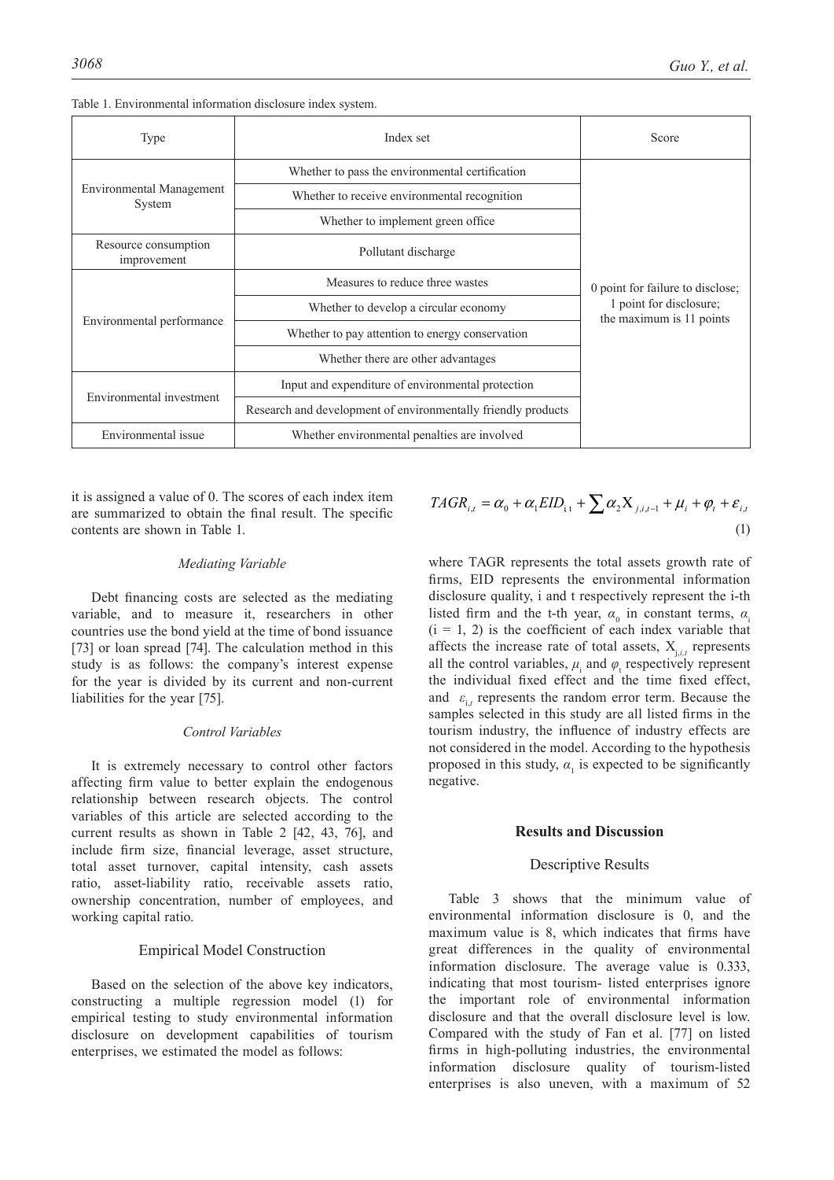Table 1. Environmental information disclosure index system.

| Type | Index set | Score |
|---|---|---|
| Environmental Management System | Whether to pass the environmental certification | 0 point for failure to disclose; 1 point for disclosure; the maximum is 11 points |
| | Whether to receive environmental recognition | |
| | Whether to implement green office | |
| Resource consumption improvement | Pollutant discharge | |
| Environmental performance | Measures to reduce three wastes | |
| | Whether to develop a circular economy | |
| | Whether to pay attention to energy conservation | |
| | Whether there are other advantages | |
| Environmental investment | Input and expenditure of environmental protection | |
| | Research and development of environmentally friendly products | |
| Environmental issue | Whether environmental penalties are involved | |

it is assigned a value of 0. The scores of each index item are summarized to obtain the final result. The specific contents are shown in Table 1.

### *Mediating Variable*

Debt financing costs are selected as the mediating variable, and to measure it, researchers in other countries use the bond yield at the time of bond issuance [73] or loan spread [74]. The calculation method in this study is as follows: the company's interest expense for the year is divided by its current and non-current liabilities for the year [75].

### *Control Variables*

It is extremely necessary to control other factors affecting firm value to better explain the endogenous relationship between research objects. The control variables of this article are selected according to the current results as shown in Table 2 [42, 43, 76], and include firm size, financial leverage, asset structure, total asset turnover, capital intensity, cash assets ratio, asset-liability ratio, receivable assets ratio, ownership concentration, number of employees, and working capital ratio.

## Empirical Model Construction

Based on the selection of the above key indicators, constructing a multiple regression model (1) for empirical testing to study environmental information disclosure on development capabilities of tourism enterprises, we estimated the model as follows:

$$TAGR_{i,t} = \alpha_0 + \alpha_1 EID_{i\,t} + \sum \alpha_2 X_{j,i,t-1} + \mu_i + \varphi_t + \varepsilon_{i,t} \tag{1}$$

where TAGR represents the total assets growth rate of firms, EID represents the environmental information disclosure quality, i and t respectively represent the i-th listed firm and the t-th year, $\alpha_0$ in constant terms, $\alpha_i$ ($i = 1, 2$) is the coefficient of each index variable that affects the increase rate of total assets, $X_{j,i,t}$ represents all the control variables, $\mu_i$ and $\varphi_t$ respectively represent the individual fixed effect and the time fixed effect, and $\varepsilon_{i,t}$ represents the random error term. Because the samples selected in this study are all listed firms in the tourism industry, the influence of industry effects are not considered in the model. According to the hypothesis proposed in this study, $\alpha_1$ is expected to be significantly negative.

## Results and Discussion

### Descriptive Results

Table 3 shows that the minimum value of environmental information disclosure is 0, and the maximum value is 8, which indicates that firms have great differences in the quality of environmental information disclosure. The average value is 0.333, indicating that most tourism- listed enterprises ignore the important role of environmental information disclosure and that the overall disclosure level is low. Compared with the study of Fan et al. [77] on listed firms in high-polluting industries, the environmental information disclosure quality of tourism-listed enterprises is also uneven, with a maximum of 52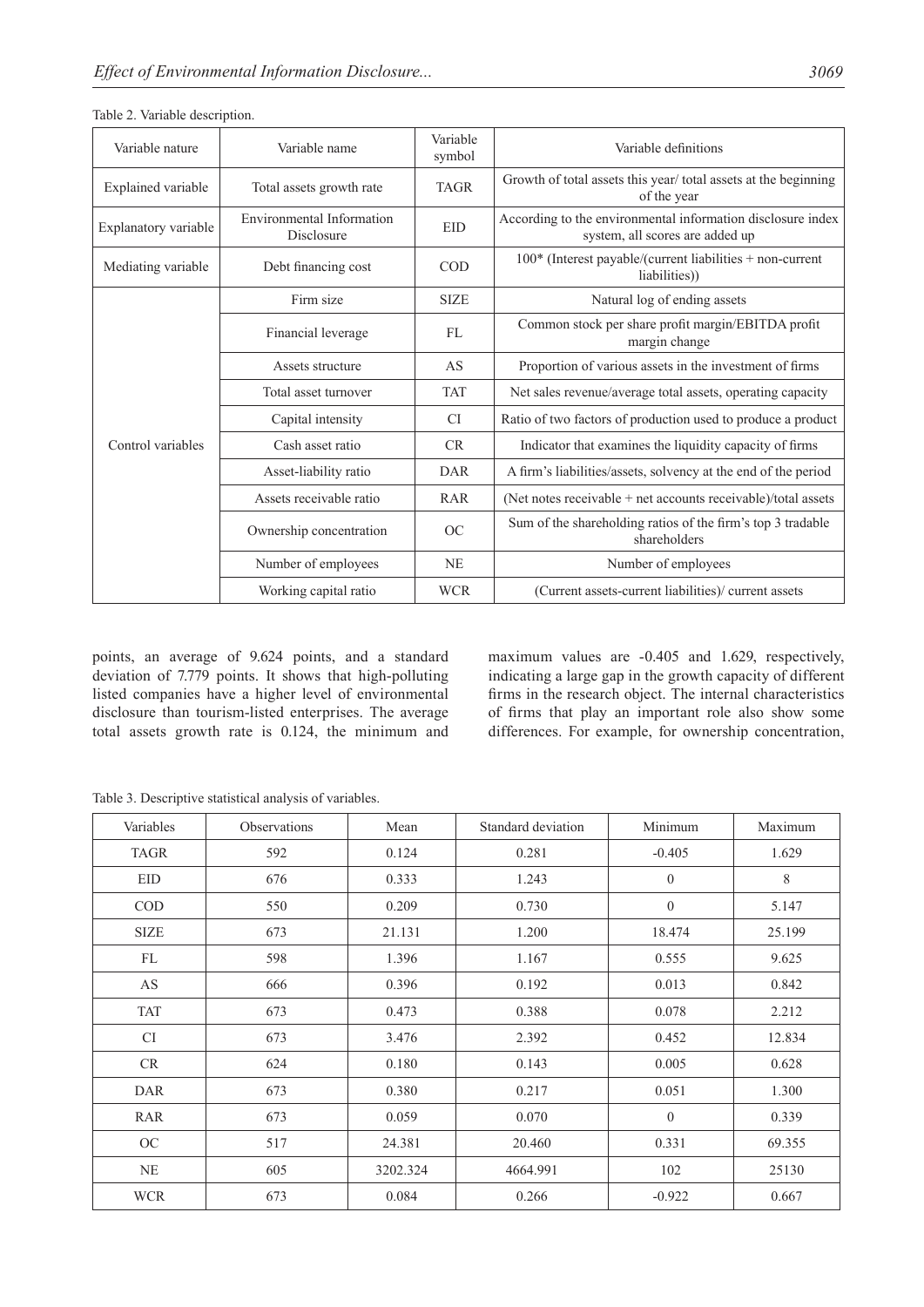Table 2. Variable description.

| Variable nature | Variable name | Variable symbol | Variable definitions |
|---|---|---|---|
| Explained variable | Total assets growth rate | TAGR | Growth of total assets this year/ total assets at the beginning of the year |
| Explanatory variable | Environmental Information Disclosure | EID | According to the environmental information disclosure index system, all scores are added up |
| Mediating variable | Debt financing cost | COD | 100* (Interest payable/(current liabilities + non-current liabilities)) |
| Control variables | Firm size | SIZE | Natural log of ending assets |
| | Financial leverage | FL | Common stock per share profit margin/EBITDA profit margin change |
| | Assets structure | AS | Proportion of various assets in the investment of firms |
| | Total asset turnover | TAT | Net sales revenue/average total assets, operating capacity |
| | Capital intensity | CI | Ratio of two factors of production used to produce a product |
| | Cash asset ratio | CR | Indicator that examines the liquidity capacity of firms |
| | Asset-liability ratio | DAR | A firm's liabilities/assets, solvency at the end of the period |
| | Assets receivable ratio | RAR | (Net notes receivable + net accounts receivable)/total assets |
| | Ownership concentration | OC | Sum of the shareholding ratios of the firm's top 3 tradable shareholders |
| | Number of employees | NE | Number of employees |
| | Working capital ratio | WCR | (Current assets-current liabilities)/ current assets |

points, an average of 9.624 points, and a standard deviation of 7.779 points. It shows that high-polluting listed companies have a higher level of environmental disclosure than tourism-listed enterprises. The average total assets growth rate is 0.124, the minimum and maximum values are -0.405 and 1.629, respectively, indicating a large gap in the growth capacity of different firms in the research object. The internal characteristics of firms that play an important role also show some differences. For example, for ownership concentration,

Table 3. Descriptive statistical analysis of variables.

| Variables | Observations | Mean | Standard deviation | Minimum | Maximum |
|---|---|---|---|---|---|
| TAGR | 592 | 0.124 | 0.281 | -0.405 | 1.629 |
| EID | 676 | 0.333 | 1.243 | 0 | 8 |
| COD | 550 | 0.209 | 0.730 | 0 | 5.147 |
| SIZE | 673 | 21.131 | 1.200 | 18.474 | 25.199 |
| FL | 598 | 1.396 | 1.167 | 0.555 | 9.625 |
| AS | 666 | 0.396 | 0.192 | 0.013 | 0.842 |
| TAT | 673 | 0.473 | 0.388 | 0.078 | 2.212 |
| CI | 673 | 3.476 | 2.392 | 0.452 | 12.834 |
| CR | 624 | 0.180 | 0.143 | 0.005 | 0.628 |
| DAR | 673 | 0.380 | 0.217 | 0.051 | 1.300 |
| RAR | 673 | 0.059 | 0.070 | 0 | 0.339 |
| OC | 517 | 24.381 | 20.460 | 0.331 | 69.355 |
| NE | 605 | 3202.324 | 4664.991 | 102 | 25130 |
| WCR | 673 | 0.084 | 0.266 | -0.922 | 0.667 |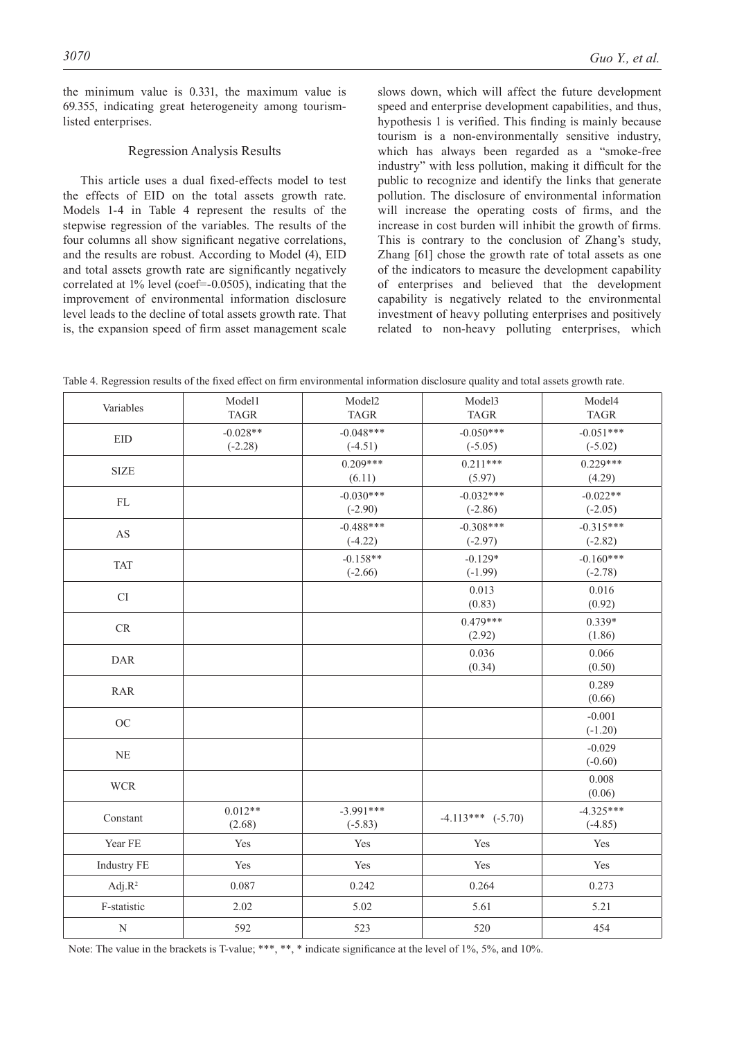the minimum value is 0.331, the maximum value is 69.355, indicating great heterogeneity among tourism-listed enterprises.

## Regression Analysis Results

This article uses a dual fixed-effects model to test the effects of EID on the total assets growth rate. Models 1-4 in Table 4 represent the results of the stepwise regression of the variables. The results of the four columns all show significant negative correlations, and the results are robust. According to Model (4), EID and total assets growth rate are significantly negatively correlated at 1% level (coef=-0.0505), indicating that the improvement of environmental information disclosure level leads to the decline of total assets growth rate. That is, the expansion speed of firm asset management scale slows down, which will affect the future development speed and enterprise development capabilities, and thus, hypothesis 1 is verified. This finding is mainly because tourism is a non-environmentally sensitive industry, which has always been regarded as a "smoke-free industry" with less pollution, making it difficult for the public to recognize and identify the links that generate pollution. The disclosure of environmental information will increase the operating costs of firms, and the increase in cost burden will inhibit the growth of firms. This is contrary to the conclusion of Zhang's study, Zhang [61] chose the growth rate of total assets as one of the indicators to measure the development capability of enterprises and believed that the development capability is negatively related to the environmental investment of heavy polluting enterprises and positively related to non-heavy polluting enterprises, which

Table 4. Regression results of the fixed effect on firm environmental information disclosure quality and total assets growth rate.

| Variables | Model1 TAGR | Model2 TAGR | Model3 TAGR | Model4 TAGR |
|---|---|---|---|---|
| EID | -0.028** (-2.28) | -0.048*** (-4.51) | -0.050*** (-5.05) | -0.051*** (-5.02) |
| SIZE | | 0.209*** (6.11) | 0.211*** (5.97) | 0.229*** (4.29) |
| FL | | -0.030*** (-2.90) | -0.032*** (-2.86) | -0.022** (-2.05) |
| AS | | -0.488*** (-4.22) | -0.308*** (-2.97) | -0.315*** (-2.82) |
| TAT | | -0.158** (-2.66) | -0.129* (-1.99) | -0.160*** (-2.78) |
| CI | | | 0.013 (0.83) | 0.016 (0.92) |
| CR | | | 0.479*** (2.92) | 0.339* (1.86) |
| DAR | | | 0.036 (0.34) | 0.066 (0.50) |
| RAR | | | | 0.289 (0.66) |
| OC | | | | -0.001 (-1.20) |
| NE | | | | -0.029 (-0.60) |
| WCR | | | | 0.008 (0.06) |
| Constant | 0.012** (2.68) | -3.991*** (-5.83) | -4.113*** (-5.70) | -4.325*** (-4.85) |
| Year FE | Yes | Yes | Yes | Yes |
| Industry FE | Yes | Yes | Yes | Yes |
| Adj.$R^2$ | 0.087 | 0.242 | 0.264 | 0.273 |
| F-statistic | 2.02 | 5.02 | 5.61 | 5.21 |
| N | 592 | 523 | 520 | 454 |

Note: The value in the brackets is T-value; ***, **, * indicate significance at the level of 1%, 5%, and 10%.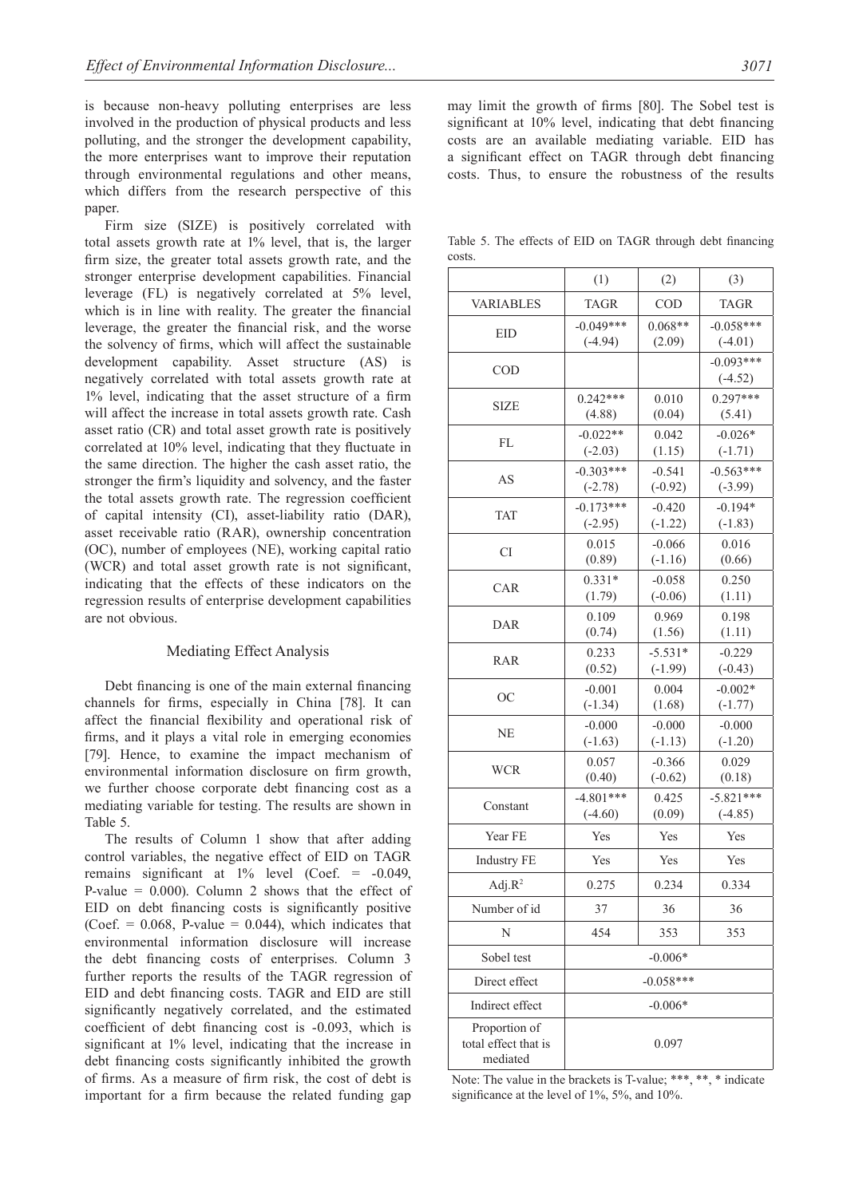is because non-heavy polluting enterprises are less involved in the production of physical products and less polluting, and the stronger the development capability, the more enterprises want to improve their reputation through environmental regulations and other means, which differs from the research perspective of this paper.

Firm size (SIZE) is positively correlated with total assets growth rate at 1% level, that is, the larger firm size, the greater total assets growth rate, and the stronger enterprise development capabilities. Financial leverage (FL) is negatively correlated at 5% level, which is in line with reality. The greater the financial leverage, the greater the financial risk, and the worse the solvency of firms, which will affect the sustainable development capability. Asset structure (AS) is negatively correlated with total assets growth rate at 1% level, indicating that the asset structure of a firm will affect the increase in total assets growth rate. Cash asset ratio (CR) and total asset growth rate is positively correlated at 10% level, indicating that they fluctuate in the same direction. The higher the cash asset ratio, the stronger the firm's liquidity and solvency, and the faster the total assets growth rate. The regression coefficient of capital intensity (CI), asset-liability ratio (DAR), asset receivable ratio (RAR), ownership concentration (OC), number of employees (NE), working capital ratio (WCR) and total asset growth rate is not significant, indicating that the effects of these indicators on the regression results of enterprise development capabilities are not obvious.

## Mediating Effect Analysis

Debt financing is one of the main external financing channels for firms, especially in China [78]. It can affect the financial flexibility and operational risk of firms, and it plays a vital role in emerging economies [79]. Hence, to examine the impact mechanism of environmental information disclosure on firm growth, we further choose corporate debt financing cost as a mediating variable for testing. The results are shown in Table 5.

The results of Column 1 show that after adding control variables, the negative effect of EID on TAGR remains significant at 1% level (Coef. = -0.049, P-value = 0.000). Column 2 shows that the effect of EID on debt financing costs is significantly positive (Coef. = 0.068, P-value = 0.044), which indicates that environmental information disclosure will increase the debt financing costs of enterprises. Column 3 further reports the results of the TAGR regression of EID and debt financing costs. TAGR and EID are still significantly negatively correlated, and the estimated coefficient of debt financing cost is -0.093, which is significant at 1% level, indicating that the increase in debt financing costs significantly inhibited the growth of firms. As a measure of firm risk, the cost of debt is important for a firm because the related funding gap may limit the growth of firms [80]. The Sobel test is significant at 10% level, indicating that debt financing costs are an available mediating variable. EID has a significant effect on TAGR through debt financing costs. Thus, to ensure the robustness of the results

Table 5. The effects of EID on TAGR through debt financing costs.

| | (1) | (2) | (3) |
|---|---|---|---|
| VARIABLES | TAGR | COD | TAGR |
| EID | -0.049***<br>(-4.94) | 0.068**<br>(2.09) | -0.058***<br>(-4.01) |
| COD | | | -0.093***<br>(-4.52) |
| SIZE | 0.242***<br>(4.88) | 0.010<br>(0.04) | 0.297***<br>(5.41) |
| FL | -0.022**<br>(-2.03) | 0.042<br>(1.15) | -0.026*<br>(-1.71) |
| AS | -0.303***<br>(-2.78) | -0.541<br>(-0.92) | -0.563***<br>(-3.99) |
| TAT | -0.173***<br>(-2.95) | -0.420<br>(-1.22) | -0.194*<br>(-1.83) |
| CI | 0.015<br>(0.89) | -0.066<br>(-1.16) | 0.016<br>(0.66) |
| CAR | 0.331*<br>(1.79) | -0.058<br>(-0.06) | 0.250<br>(1.11) |
| DAR | 0.109<br>(0.74) | 0.969<br>(1.56) | 0.198<br>(1.11) |
| RAR | 0.233<br>(0.52) | -5.531*<br>(-1.99) | -0.229<br>(-0.43) |
| OC | -0.001<br>(-1.34) | 0.004<br>(1.68) | -0.002*<br>(-1.77) |
| NE | -0.000<br>(-1.63) | -0.000<br>(-1.13) | -0.000<br>(-1.20) |
| WCR | 0.057<br>(0.40) | -0.366<br>(-0.62) | 0.029<br>(0.18) |
| Constant | -4.801***<br>(-4.60) | 0.425<br>(0.09) | -5.821***<br>(-4.85) |
| Year FE | Yes | Yes | Yes |
| Industry FE | Yes | Yes | Yes |
| Adj.$R^2$ | 0.275 | 0.234 | 0.334 |
| Number of id | 37 | 36 | 36 |
| N | 454 | 353 | 353 |
| Sobel test | -0.006* | | |
| Direct effect | -0.058*** | | |
| Indirect effect | -0.006* | | |
| Proportion of total effect that is mediated | 0.097 | | |

Note: The value in the brackets is T-value; ***, **, * indicate significance at the level of 1%, 5%, and 10%.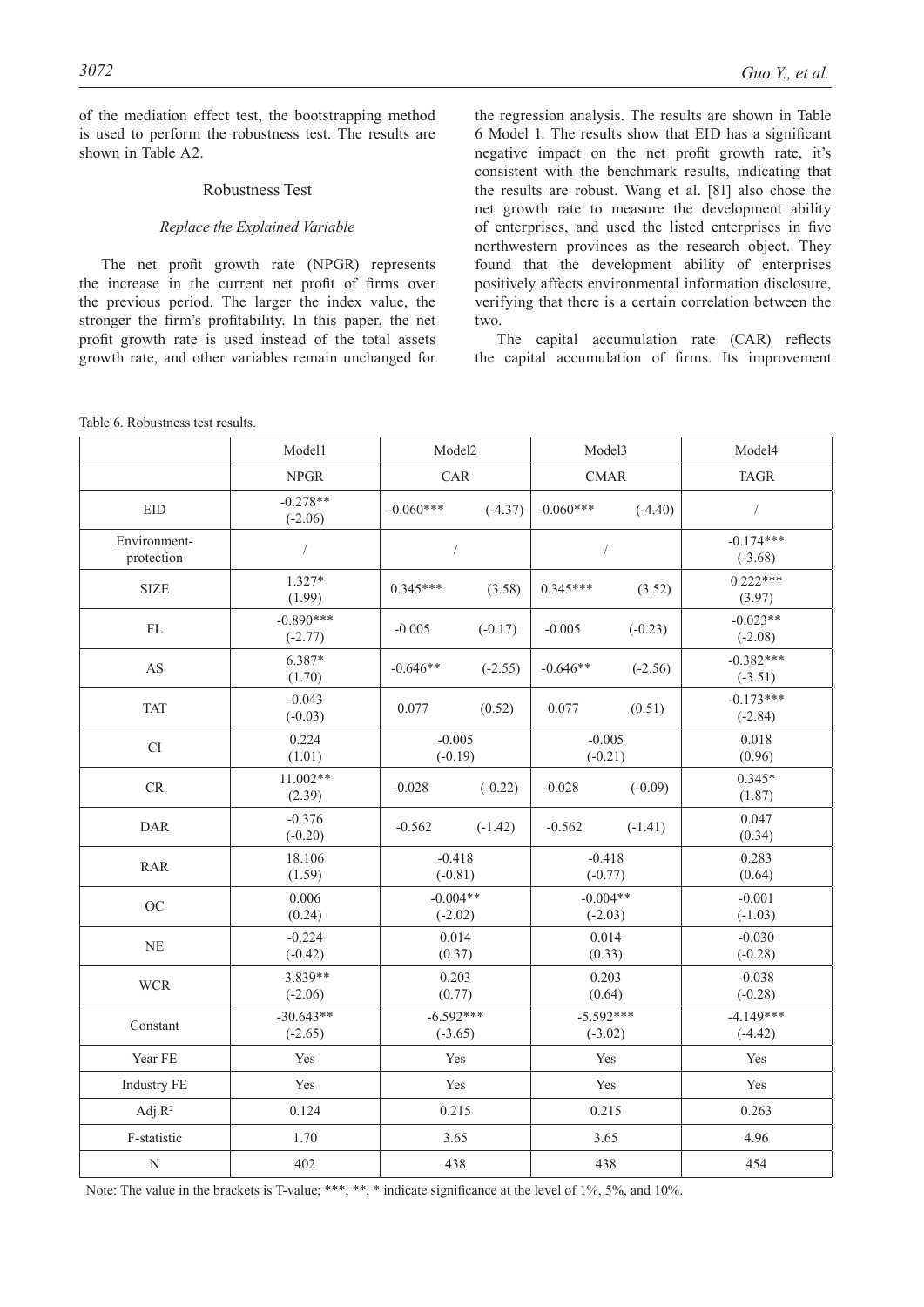of the mediation effect test, the bootstrapping method is used to perform the robustness test. The results are shown in Table A2.

## Robustness Test

### *Replace the Explained Variable*

The net profit growth rate (NPGR) represents the increase in the current net profit of firms over the previous period. The larger the index value, the stronger the firm's profitability. In this paper, the net profit growth rate is used instead of the total assets growth rate, and other variables remain unchanged for the regression analysis. The results are shown in Table 6 Model 1. The results show that EID has a significant negative impact on the net profit growth rate, it's consistent with the benchmark results, indicating that the results are robust. Wang et al. [81] also chose the net growth rate to measure the development ability of enterprises, and used the listed enterprises in five northwestern provinces as the research object. They found that the development ability of enterprises positively affects environmental information disclosure, verifying that there is a certain correlation between the two.

The capital accumulation rate (CAR) reflects the capital accumulation of firms. Its improvement

Table 6. Robustness test results.

| | Model1 | Model2 | Model3 | Model4 |
|---|---|---|---|---|
| | NPGR | CAR | CMAR | TAGR |
| EID | -0.278** (-2.06) | -0.060*** (-4.37) | -0.060*** (-4.40) | / |
| Environment-protection | / | / | / | -0.174*** (-3.68) |
| SIZE | 1.327* (1.99) | 0.345*** (3.58) | 0.345*** (3.52) | 0.222*** (3.97) |
| FL | -0.890*** (-2.77) | -0.005 (-0.17) | -0.005 (-0.23) | -0.023** (-2.08) |
| AS | 6.387* (1.70) | -0.646** (-2.55) | -0.646** (-2.56) | -0.382*** (-3.51) |
| TAT | -0.043 (-0.03) | 0.077 (0.52) | 0.077 (0.51) | -0.173*** (-2.84) |
| CI | 0.224 (1.01) | -0.005 (-0.19) | -0.005 (-0.21) | 0.018 (0.96) |
| CR | 11.002** (2.39) | -0.028 (-0.22) | -0.028 (-0.09) | 0.345* (1.87) |
| DAR | -0.376 (-0.20) | -0.562 (-1.42) | -0.562 (-1.41) | 0.047 (0.34) |
| RAR | 18.106 (1.59) | -0.418 (-0.81) | -0.418 (-0.77) | 0.283 (0.64) |
| OC | 0.006 (0.24) | -0.004** (-2.02) | -0.004** (-2.03) | -0.001 (-1.03) |
| NE | -0.224 (-0.42) | 0.014 (0.37) | 0.014 (0.33) | -0.030 (-0.28) |
| WCR | -3.839** (-2.06) | 0.203 (0.77) | 0.203 (0.64) | -0.038 (-0.28) |
| Constant | -30.643** (-2.65) | -6.592*** (-3.65) | -5.592*** (-3.02) | -4.149*** (-4.42) |
| Year FE | Yes | Yes | Yes | Yes |
| Industry FE | Yes | Yes | Yes | Yes |
| Adj.$R^2$ | 0.124 | 0.215 | 0.215 | 0.263 |
| F-statistic | 1.70 | 3.65 | 3.65 | 4.96 |
| N | 402 | 438 | 438 | 454 |

Note: The value in the brackets is T-value; ***, **, * indicate significance at the level of 1%, 5%, and 10%.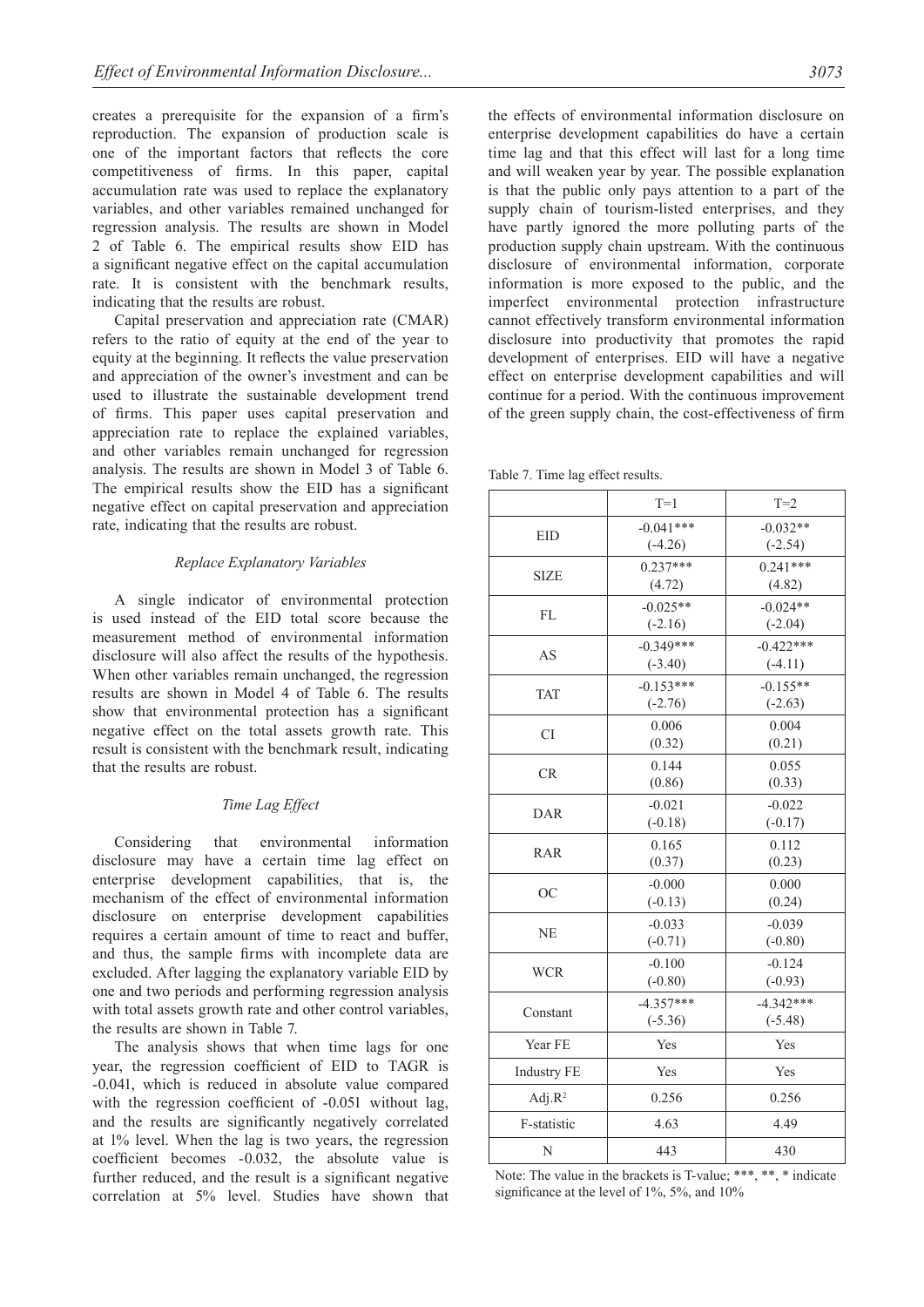creates a prerequisite for the expansion of a firm's reproduction. The expansion of production scale is one of the important factors that reflects the core competitiveness of firms. In this paper, capital accumulation rate was used to replace the explanatory variables, and other variables remained unchanged for regression analysis. The results are shown in Model 2 of Table 6. The empirical results show EID has a significant negative effect on the capital accumulation rate. It is consistent with the benchmark results, indicating that the results are robust.

Capital preservation and appreciation rate (CMAR) refers to the ratio of equity at the end of the year to equity at the beginning. It reflects the value preservation and appreciation of the owner's investment and can be used to illustrate the sustainable development trend of firms. This paper uses capital preservation and appreciation rate to replace the explained variables, and other variables remain unchanged for regression analysis. The results are shown in Model 3 of Table 6. The empirical results show the EID has a significant negative effect on capital preservation and appreciation rate, indicating that the results are robust.

### *Replace Explanatory Variables*

A single indicator of environmental protection is used instead of the EID total score because the measurement method of environmental information disclosure will also affect the results of the hypothesis. When other variables remain unchanged, the regression results are shown in Model 4 of Table 6. The results show that environmental protection has a significant negative effect on the total assets growth rate. This result is consistent with the benchmark result, indicating that the results are robust.

### *Time Lag Effect*

Considering that environmental information disclosure may have a certain time lag effect on enterprise development capabilities, that is, the mechanism of the effect of environmental information disclosure on enterprise development capabilities requires a certain amount of time to react and buffer, and thus, the sample firms with incomplete data are excluded. After lagging the explanatory variable EID by one and two periods and performing regression analysis with total assets growth rate and other control variables, the results are shown in Table 7.

The analysis shows that when time lags for one year, the regression coefficient of EID to TAGR is -0.041, which is reduced in absolute value compared with the regression coefficient of -0.051 without lag, and the results are significantly negatively correlated at 1% level. When the lag is two years, the regression coefficient becomes -0.032, the absolute value is further reduced, and the result is a significant negative correlation at 5% level. Studies have shown that the effects of environmental information disclosure on enterprise development capabilities do have a certain time lag and that this effect will last for a long time and will weaken year by year. The possible explanation is that the public only pays attention to a part of the supply chain of tourism-listed enterprises, and they have partly ignored the more polluting parts of the production supply chain upstream. With the continuous disclosure of environmental information, corporate information is more exposed to the public, and the imperfect environmental protection infrastructure cannot effectively transform environmental information disclosure into productivity that promotes the rapid development of enterprises. EID will have a negative effect on enterprise development capabilities and will continue for a period. With the continuous improvement of the green supply chain, the cost-effectiveness of firm

Table 7. Time lag effect results.

| | T=1 | T=2 |
|---|---|---|
| EID | -0.041***<br>(-4.26) | -0.032**<br>(-2.54) |
| SIZE | 0.237***<br>(4.72) | 0.241***<br>(4.82) |
| FL | -0.025**<br>(-2.16) | -0.024**<br>(-2.04) |
| AS | -0.349***<br>(-3.40) | -0.422***<br>(-4.11) |
| TAT | -0.153***<br>(-2.76) | -0.155**<br>(-2.63) |
| CI | 0.006<br>(0.32) | 0.004<br>(0.21) |
| CR | 0.144<br>(0.86) | 0.055<br>(0.33) |
| DAR | -0.021<br>(-0.18) | -0.022<br>(-0.17) |
| RAR | 0.165<br>(0.37) | 0.112<br>(0.23) |
| OC | -0.000<br>(-0.13) | 0.000<br>(0.24) |
| NE | -0.033<br>(-0.71) | -0.039<br>(-0.80) |
| WCR | -0.100<br>(-0.80) | -0.124<br>(-0.93) |
| Constant | -4.357***<br>(-5.36) | -4.342***<br>(-5.48) |
| Year FE | Yes | Yes |
| Industry FE | Yes | Yes |
| Adj.$R^2$ | 0.256 | 0.256 |
| F-statistic | 4.63 | 4.49 |
| N | 443 | 430 |

Note: The value in the brackets is T-value; ***, **, * indicate significance at the level of 1%, 5%, and 10%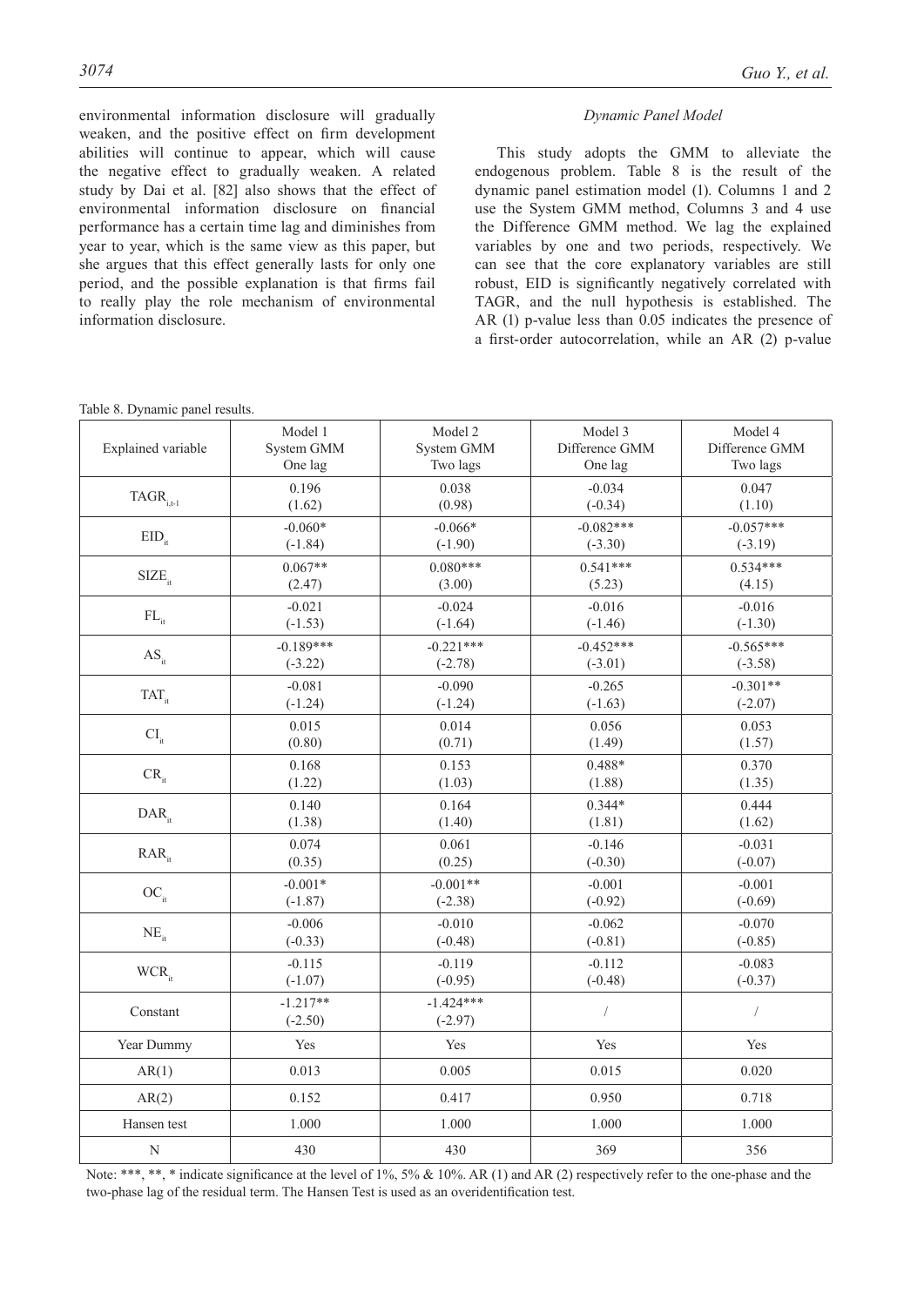environmental information disclosure will gradually weaken, and the positive effect on firm development abilities will continue to appear, which will cause the negative effect to gradually weaken. A related study by Dai et al. [82] also shows that the effect of environmental information disclosure on financial performance has a certain time lag and diminishes from year to year, which is the same view as this paper, but she argues that this effect generally lasts for only one period, and the possible explanation is that firms fail to really play the role mechanism of environmental information disclosure.

### *Dynamic Panel Model*

This study adopts the GMM to alleviate the endogenous problem. Table 8 is the result of the dynamic panel estimation model (1). Columns 1 and 2 use the System GMM method, Columns 3 and 4 use the Difference GMM method. We lag the explained variables by one and two periods, respectively. We can see that the core explanatory variables are still robust, EID is significantly negatively correlated with TAGR, and the null hypothesis is established. The AR (1) p-value less than 0.05 indicates the presence of a first-order autocorrelation, while an AR (2) p-value

Table 8. Dynamic panel results.

| Explained variable | Model 1 System GMM One lag | Model 2 System GMM Two lags | Model 3 Difference GMM One lag | Model 4 Difference GMM Two lags |
|---|---|---|---|---|
| $TAGR_{i,t-1}$ | 0.196 (1.62) | 0.038 (0.98) | -0.034 (-0.34) | 0.047 (1.10) |
| $EID_{it}$ | -0.060* (-1.84) | -0.066* (-1.90) | -0.082*** (-3.30) | -0.057*** (-3.19) |
| $SIZE_{it}$ | 0.067** (2.47) | 0.080*** (3.00) | 0.541*** (5.23) | 0.534*** (4.15) |
| $FL_{it}$ | -0.021 (-1.53) | -0.024 (-1.64) | -0.016 (-1.46) | -0.016 (-1.30) |
| $AS_{it}$ | -0.189*** (-3.22) | -0.221*** (-2.78) | -0.452*** (-3.01) | -0.565*** (-3.58) |
| $TAT_{it}$ | -0.081 (-1.24) | -0.090 (-1.24) | -0.265 (-1.63) | -0.301** (-2.07) |
| $CI_{it}$ | 0.015 (0.80) | 0.014 (0.71) | 0.056 (1.49) | 0.053 (1.57) |
| $CR_{it}$ | 0.168 (1.22) | 0.153 (1.03) | 0.488* (1.88) | 0.370 (1.35) |
| $DAR_{it}$ | 0.140 (1.38) | 0.164 (1.40) | 0.344* (1.81) | 0.444 (1.62) |
| $RAR_{it}$ | 0.074 (0.35) | 0.061 (0.25) | -0.146 (-0.30) | -0.031 (-0.07) |
| $OC_{it}$ | -0.001* (-1.87) | -0.001** (-2.38) | -0.001 (-0.92) | -0.001 (-0.69) |
| $NE_{it}$ | -0.006 (-0.33) | -0.010 (-0.48) | -0.062 (-0.81) | -0.070 (-0.85) |
| $WCR_{it}$ | -0.115 (-1.07) | -0.119 (-0.95) | -0.112 (-0.48) | -0.083 (-0.37) |
| Constant | -1.217** (-2.50) | -1.424*** (-2.97) | / | / |
| Year Dummy | Yes | Yes | Yes | Yes |
| AR(1) | 0.013 | 0.005 | 0.015 | 0.020 |
| AR(2) | 0.152 | 0.417 | 0.950 | 0.718 |
| Hansen test | 1.000 | 1.000 | 1.000 | 1.000 |
| N | 430 | 430 | 369 | 356 |

Note: ***, **, * indicate significance at the level of 1%, 5% & 10%. AR (1) and AR (2) respectively refer to the one-phase and the two-phase lag of the residual term. The Hansen Test is used as an overidentification test.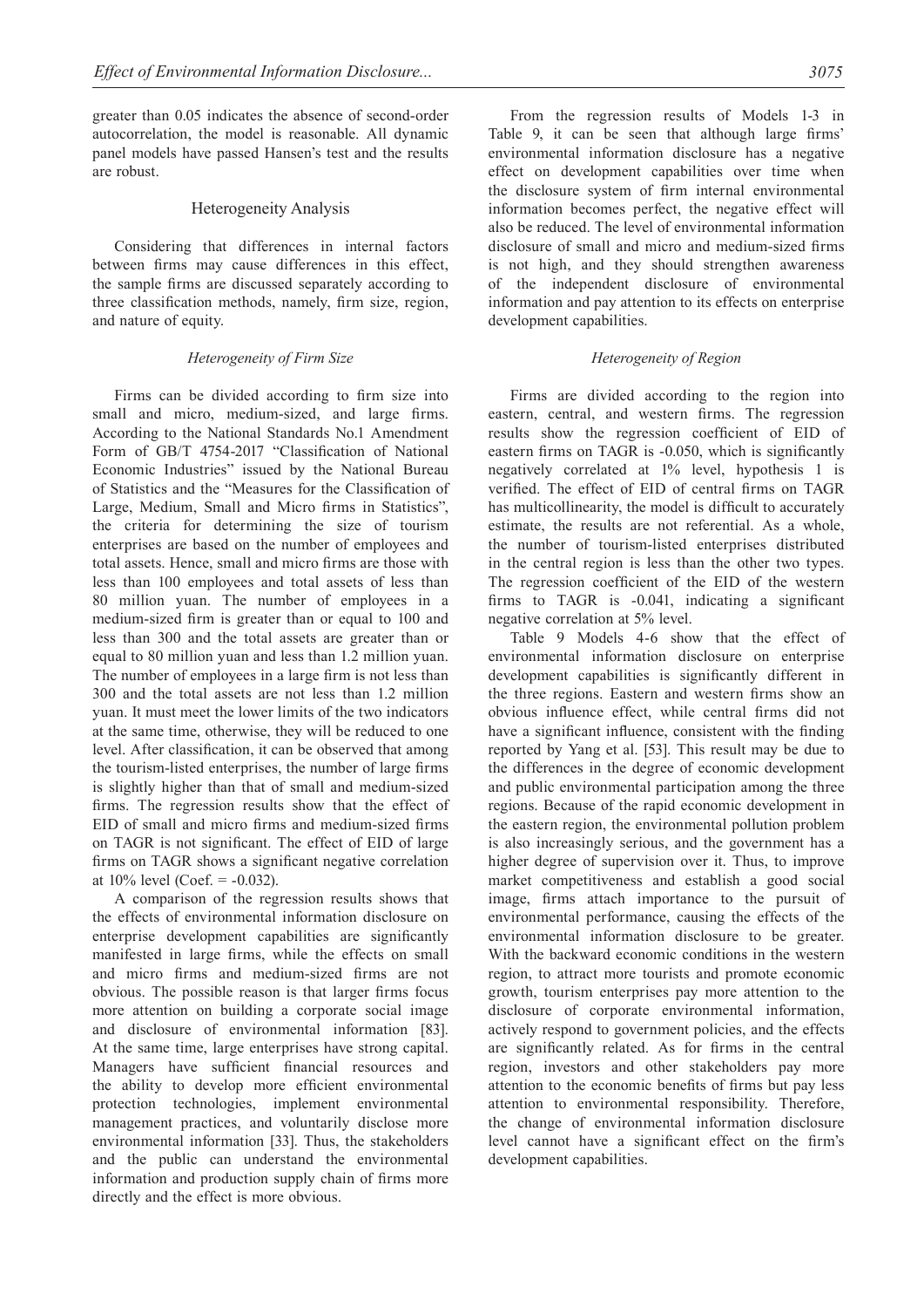greater than 0.05 indicates the absence of second-order autocorrelation, the model is reasonable. All dynamic panel models have passed Hansen's test and the results are robust.

## Heterogeneity Analysis

Considering that differences in internal factors between firms may cause differences in this effect, the sample firms are discussed separately according to three classification methods, namely, firm size, region, and nature of equity.

### *Heterogeneity of Firm Size*

Firms can be divided according to firm size into small and micro, medium-sized, and large firms. According to the National Standards No.1 Amendment Form of GB/T 4754-2017 "Classification of National Economic Industries" issued by the National Bureau of Statistics and the "Measures for the Classification of Large, Medium, Small and Micro firms in Statistics", the criteria for determining the size of tourism enterprises are based on the number of employees and total assets. Hence, small and micro firms are those with less than 100 employees and total assets of less than 80 million yuan. The number of employees in a medium-sized firm is greater than or equal to 100 and less than 300 and the total assets are greater than or equal to 80 million yuan and less than 1.2 million yuan. The number of employees in a large firm is not less than 300 and the total assets are not less than 1.2 million yuan. It must meet the lower limits of the two indicators at the same time, otherwise, they will be reduced to one level. After classification, it can be observed that among the tourism-listed enterprises, the number of large firms is slightly higher than that of small and medium-sized firms. The regression results show that the effect of EID of small and micro firms and medium-sized firms on TAGR is not significant. The effect of EID of large firms on TAGR shows a significant negative correlation at 10% level (Coef. = -0.032).

A comparison of the regression results shows that the effects of environmental information disclosure on enterprise development capabilities are significantly manifested in large firms, while the effects on small and micro firms and medium-sized firms are not obvious. The possible reason is that larger firms focus more attention on building a corporate social image and disclosure of environmental information [83]. At the same time, large enterprises have strong capital. Managers have sufficient financial resources and the ability to develop more efficient environmental protection technologies, implement environmental management practices, and voluntarily disclose more environmental information [33]. Thus, the stakeholders and the public can understand the environmental information and production supply chain of firms more directly and the effect is more obvious.

From the regression results of Models 1-3 in Table 9, it can be seen that although large firms' environmental information disclosure has a negative effect on development capabilities over time when the disclosure system of firm internal environmental information becomes perfect, the negative effect will also be reduced. The level of environmental information disclosure of small and micro and medium-sized firms is not high, and they should strengthen awareness of the independent disclosure of environmental information and pay attention to its effects on enterprise development capabilities.

### *Heterogeneity of Region*

Firms are divided according to the region into eastern, central, and western firms. The regression results show the regression coefficient of EID of eastern firms on TAGR is -0.050, which is significantly negatively correlated at 1% level, hypothesis 1 is verified. The effect of EID of central firms on TAGR has multicollinearity, the model is difficult to accurately estimate, the results are not referential. As a whole, the number of tourism-listed enterprises distributed in the central region is less than the other two types. The regression coefficient of the EID of the western firms to TAGR is -0.041, indicating a significant negative correlation at 5% level.

Table 9 Models 4-6 show that the effect of environmental information disclosure on enterprise development capabilities is significantly different in the three regions. Eastern and western firms show an obvious influence effect, while central firms did not have a significant influence, consistent with the finding reported by Yang et al. [53]. This result may be due to the differences in the degree of economic development and public environmental participation among the three regions. Because of the rapid economic development in the eastern region, the environmental pollution problem is also increasingly serious, and the government has a higher degree of supervision over it. Thus, to improve market competitiveness and establish a good social image, firms attach importance to the pursuit of environmental performance, causing the effects of the environmental information disclosure to be greater. With the backward economic conditions in the western region, to attract more tourists and promote economic growth, tourism enterprises pay more attention to the disclosure of corporate environmental information, actively respond to government policies, and the effects are significantly related. As for firms in the central region, investors and other stakeholders pay more attention to the economic benefits of firms but pay less attention to environmental responsibility. Therefore, the change of environmental information disclosure level cannot have a significant effect on the firm's development capabilities.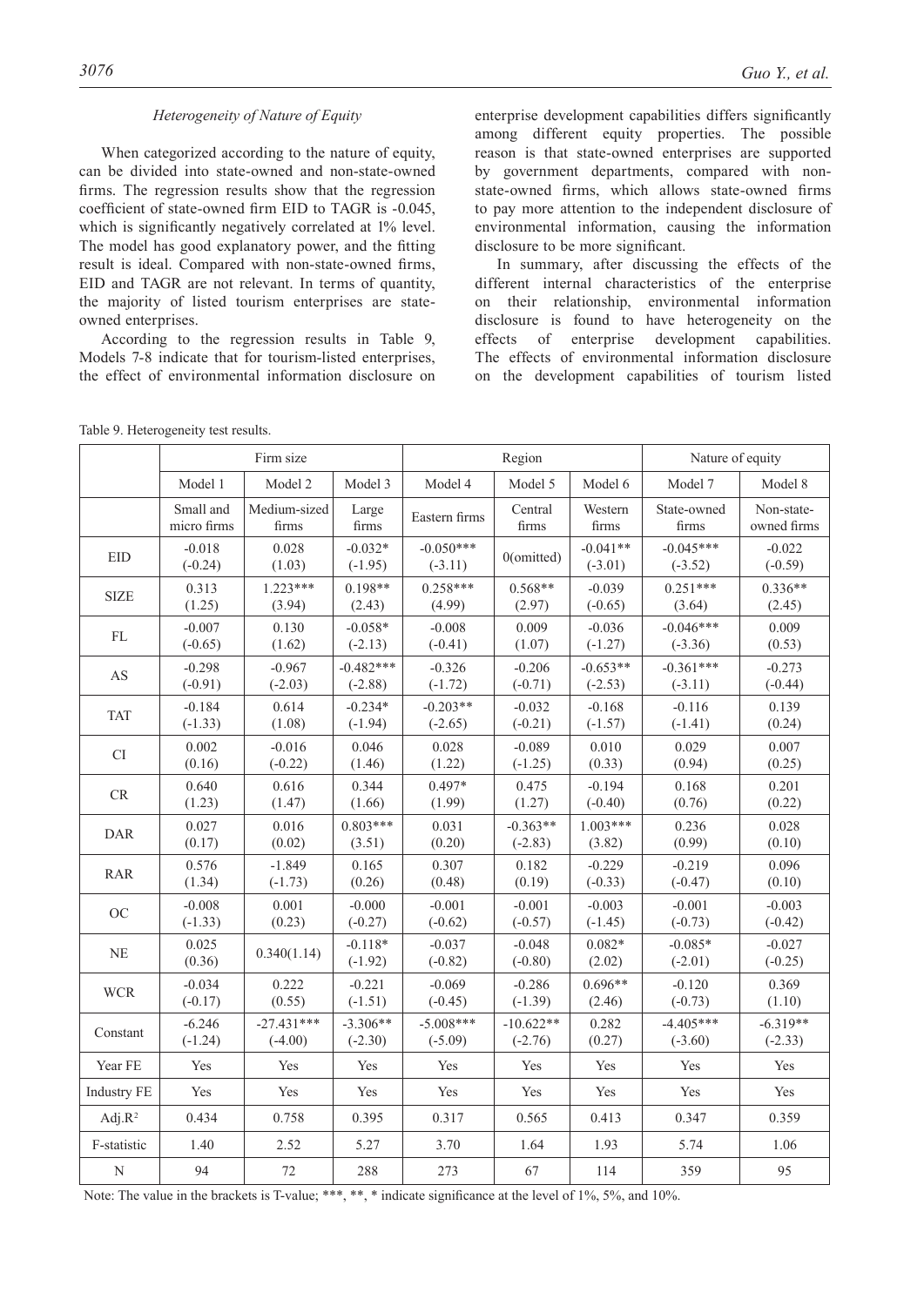### *Heterogeneity of Nature of Equity*

When categorized according to the nature of equity, can be divided into state-owned and non-state-owned firms. The regression results show that the regression coefficient of state-owned firm EID to TAGR is -0.045, which is significantly negatively correlated at 1% level. The model has good explanatory power, and the fitting result is ideal. Compared with non-state-owned firms, EID and TAGR are not relevant. In terms of quantity, the majority of listed tourism enterprises are state-owned enterprises.

According to the regression results in Table 9, Models 7-8 indicate that for tourism-listed enterprises, the effect of environmental information disclosure on enterprise development capabilities differs significantly among different equity properties. The possible reason is that state-owned enterprises are supported by government departments, compared with non-state-owned firms, which allows state-owned firms to pay more attention to the independent disclosure of environmental information, causing the information disclosure to be more significant.

In summary, after discussing the effects of the different internal characteristics of the enterprise on their relationship, environmental information disclosure is found to have heterogeneity on the effects of enterprise development capabilities. The effects of environmental information disclosure on the development capabilities of tourism listed

Table 9. Heterogeneity test results.

| | Firm size | | | Region | | | Nature of equity | |
|---|---|---|---|---|---|---|---|---|
| | Model 1 | Model 2 | Model 3 | Model 4 | Model 5 | Model 6 | Model 7 | Model 8 |
| | Small and micro firms | Medium-sized firms | Large firms | Eastern firms | Central firms | Western firms | State-owned firms | Non-state-owned firms |
| EID | -0.018 (-0.24) | 0.028 (1.03) | -0.032* (-1.95) | -0.050*** (-3.11) | 0(omitted) | -0.041** (-3.01) | -0.045*** (-3.52) | -0.022 (-0.59) |
| SIZE | 0.313 (1.25) | 1.223*** (3.94) | 0.198** (2.43) | 0.258*** (4.99) | 0.568** (2.97) | -0.039 (-0.65) | 0.251*** (3.64) | 0.336** (2.45) |
| FL | -0.007 (-0.65) | 0.130 (1.62) | -0.058* (-2.13) | -0.008 (-0.41) | 0.009 (1.07) | -0.036 (-1.27) | -0.046*** (-3.36) | 0.009 (0.53) |
| AS | -0.298 (-0.91) | -0.967 (-2.03) | -0.482*** (-2.88) | -0.326 (-1.72) | -0.206 (-0.71) | -0.653** (-2.53) | -0.361*** (-3.11) | -0.273 (-0.44) |
| TAT | -0.184 (-1.33) | 0.614 (1.08) | -0.234* (-1.94) | -0.203** (-2.65) | -0.032 (-0.21) | -0.168 (-1.57) | -0.116 (-1.41) | 0.139 (0.24) |
| CI | 0.002 (0.16) | -0.016 (-0.22) | 0.046 (1.46) | 0.028 (1.22) | -0.089 (-1.25) | 0.010 (0.33) | 0.029 (0.94) | 0.007 (0.25) |
| CR | 0.640 (1.23) | 0.616 (1.47) | 0.344 (1.66) | 0.497* (1.99) | 0.475 (1.27) | -0.194 (-0.40) | 0.168 (0.76) | 0.201 (0.22) |
| DAR | 0.027 (0.17) | 0.016 (0.02) | 0.803*** (3.51) | 0.031 (0.20) | -0.363** (-2.83) | 1.003*** (3.82) | 0.236 (0.99) | 0.028 (0.10) |
| RAR | 0.576 (1.34) | -1.849 (-1.73) | 0.165 (0.26) | 0.307 (0.48) | 0.182 (0.19) | -0.229 (-0.33) | -0.219 (-0.47) | 0.096 (0.10) |
| OC | -0.008 (-1.33) | 0.001 (0.23) | -0.000 (-0.27) | -0.001 (-0.62) | -0.001 (-0.57) | -0.003 (-1.45) | -0.001 (-0.73) | -0.003 (-0.42) |
| NE | 0.025 (0.36) | 0.340(1.14) | -0.118* (-1.92) | -0.037 (-0.82) | -0.048 (-0.80) | 0.082* (2.02) | -0.085* (-2.01) | -0.027 (-0.25) |
| WCR | -0.034 (-0.17) | 0.222 (0.55) | -0.221 (-1.51) | -0.069 (-0.45) | -0.286 (-1.39) | 0.696** (2.46) | -0.120 (-0.73) | 0.369 (1.10) |
| Constant | -6.246 (-1.24) | -27.431*** (-4.00) | -3.306** (-2.30) | -5.008*** (-5.09) | -10.622** (-2.76) | 0.282 (0.27) | -4.405*** (-3.60) | -6.319** (-2.33) |
| Year FE | Yes | Yes | Yes | Yes | Yes | Yes | Yes | Yes |
| Industry FE | Yes | Yes | Yes | Yes | Yes | Yes | Yes | Yes |
| Adj.$R^2$ | 0.434 | 0.758 | 0.395 | 0.317 | 0.565 | 0.413 | 0.347 | 0.359 |
| F-statistic | 1.40 | 2.52 | 5.27 | 3.70 | 1.64 | 1.93 | 5.74 | 1.06 |
| N | 94 | 72 | 288 | 273 | 67 | 114 | 359 | 95 |

Note: The value in the brackets is T-value; ***, **, * indicate significance at the level of 1%, 5%, and 10%.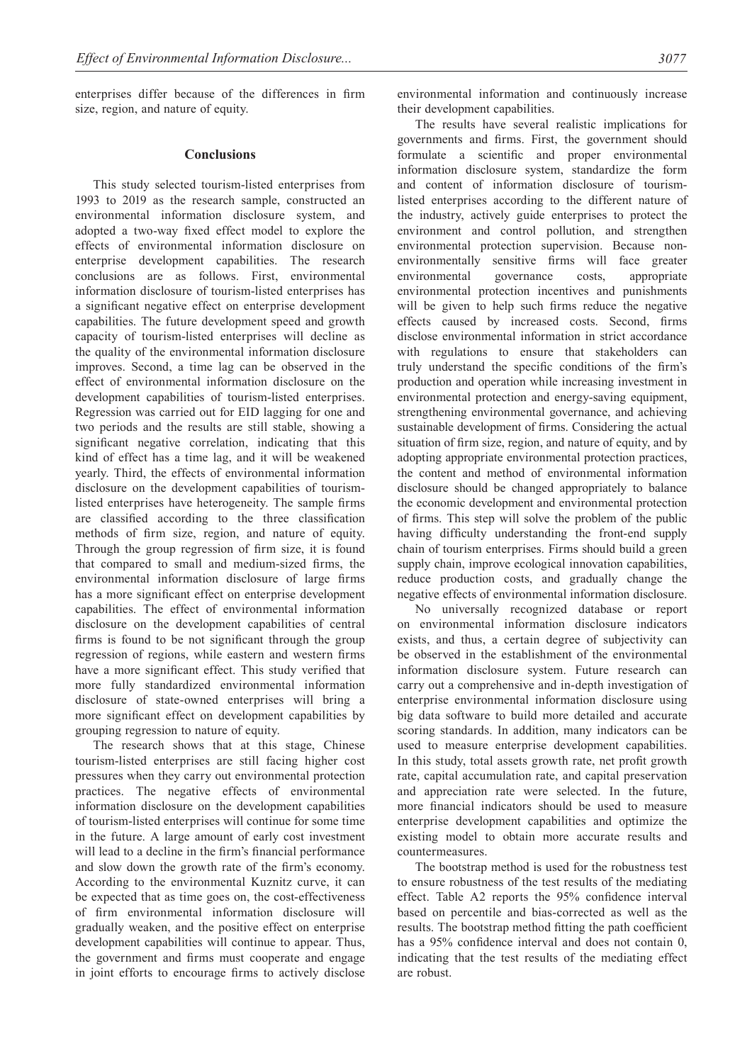enterprises differ because of the differences in firm size, region, and nature of equity.

## Conclusions

This study selected tourism-listed enterprises from 1993 to 2019 as the research sample, constructed an environmental information disclosure system, and adopted a two-way fixed effect model to explore the effects of environmental information disclosure on enterprise development capabilities. The research conclusions are as follows. First, environmental information disclosure of tourism-listed enterprises has a significant negative effect on enterprise development capabilities. The future development speed and growth capacity of tourism-listed enterprises will decline as the quality of the environmental information disclosure improves. Second, a time lag can be observed in the effect of environmental information disclosure on the development capabilities of tourism-listed enterprises. Regression was carried out for EID lagging for one and two periods and the results are still stable, showing a significant negative correlation, indicating that this kind of effect has a time lag, and it will be weakened yearly. Third, the effects of environmental information disclosure on the development capabilities of tourism-listed enterprises have heterogeneity. The sample firms are classified according to the three classification methods of firm size, region, and nature of equity. Through the group regression of firm size, it is found that compared to small and medium-sized firms, the environmental information disclosure of large firms has a more significant effect on enterprise development capabilities. The effect of environmental information disclosure on the development capabilities of central firms is found to be not significant through the group regression of regions, while eastern and western firms have a more significant effect. This study verified that more fully standardized environmental information disclosure of state-owned enterprises will bring a more significant effect on development capabilities by grouping regression to nature of equity.

The research shows that at this stage, Chinese tourism-listed enterprises are still facing higher cost pressures when they carry out environmental protection practices. The negative effects of environmental information disclosure on the development capabilities of tourism-listed enterprises will continue for some time in the future. A large amount of early cost investment will lead to a decline in the firm's financial performance and slow down the growth rate of the firm's economy. According to the environmental Kuznitz curve, it can be expected that as time goes on, the cost-effectiveness of firm environmental information disclosure will gradually weaken, and the positive effect on enterprise development capabilities will continue to appear. Thus, the government and firms must cooperate and engage in joint efforts to encourage firms to actively disclose environmental information and continuously increase their development capabilities.

The results have several realistic implications for governments and firms. First, the government should formulate a scientific and proper environmental information disclosure system, standardize the form and content of information disclosure of tourism-listed enterprises according to the different nature of the industry, actively guide enterprises to protect the environment and control pollution, and strengthen environmental protection supervision. Because non-environmentally sensitive firms will face greater environmental governance costs, appropriate environmental protection incentives and punishments will be given to help such firms reduce the negative effects caused by increased costs. Second, firms disclose environmental information in strict accordance with regulations to ensure that stakeholders can truly understand the specific conditions of the firm's production and operation while increasing investment in environmental protection and energy-saving equipment, strengthening environmental governance, and achieving sustainable development of firms. Considering the actual situation of firm size, region, and nature of equity, and by adopting appropriate environmental protection practices, the content and method of environmental information disclosure should be changed appropriately to balance the economic development and environmental protection of firms. This step will solve the problem of the public having difficulty understanding the front-end supply chain of tourism enterprises. Firms should build a green supply chain, improve ecological innovation capabilities, reduce production costs, and gradually change the negative effects of environmental information disclosure.

No universally recognized database or report on environmental information disclosure indicators exists, and thus, a certain degree of subjectivity can be observed in the establishment of the environmental information disclosure system. Future research can carry out a comprehensive and in-depth investigation of enterprise environmental information disclosure using big data software to build more detailed and accurate scoring standards. In addition, many indicators can be used to measure enterprise development capabilities. In this study, total assets growth rate, net profit growth rate, capital accumulation rate, and capital preservation and appreciation rate were selected. In the future, more financial indicators should be used to measure enterprise development capabilities and optimize the existing model to obtain more accurate results and countermeasures.

The bootstrap method is used for the robustness test to ensure robustness of the test results of the mediating effect. Table A2 reports the 95% confidence interval based on percentile and bias-corrected as well as the results. The bootstrap method fitting the path coefficient has a 95% confidence interval and does not contain 0, indicating that the test results of the mediating effect are robust.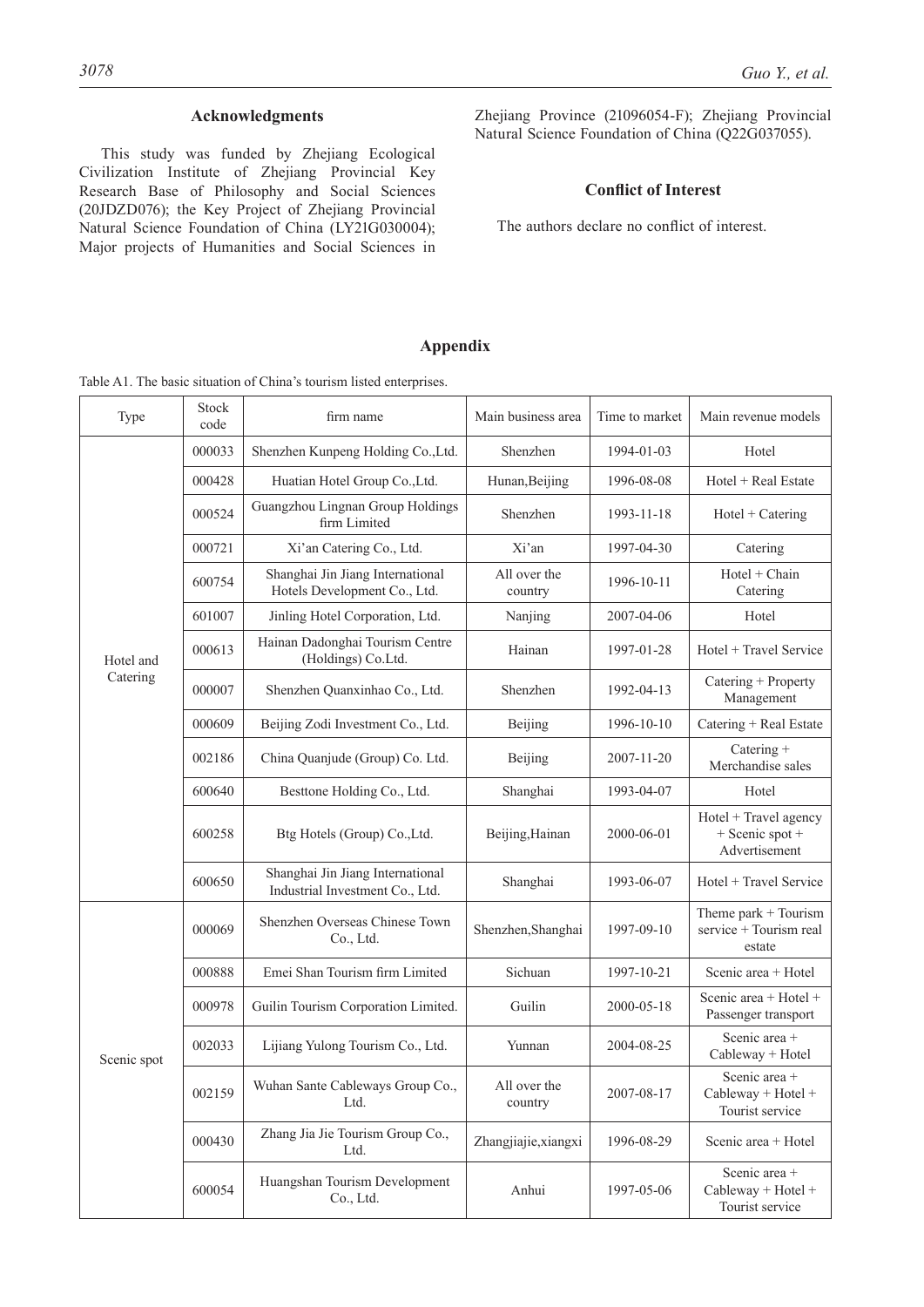## Acknowledgments

This study was funded by Zhejiang Ecological Civilization Institute of Zhejiang Provincial Key Research Base of Philosophy and Social Sciences (20JDZD076); the Key Project of Zhejiang Provincial Natural Science Foundation of China (LY21G030004); Major projects of Humanities and Social Sciences in Zhejiang Province (21096054-F); Zhejiang Provincial Natural Science Foundation of China (Q22G037055).

## Conflict of Interest

The authors declare no conflict of interest.

## Appendix

Table A1. The basic situation of China's tourism listed enterprises.

| Type | Stock code | firm name | Main business area | Time to market | Main revenue models |
|---|---|---|---|---|---|
| Hotel and Catering | 000033 | Shenzhen Kunpeng Holding Co.,Ltd. | Shenzhen | 1994-01-03 | Hotel |
| | 000428 | Huatian Hotel Group Co.,Ltd. | Hunan,Beijing | 1996-08-08 | Hotel + Real Estate |
| | 000524 | Guangzhou Lingnan Group Holdings firm Limited | Shenzhen | 1993-11-18 | Hotel + Catering |
| | 000721 | Xi'an Catering Co., Ltd. | Xi'an | 1997-04-30 | Catering |
| | 600754 | Shanghai Jin Jiang International Hotels Development Co., Ltd. | All over the country | 1996-10-11 | Hotel + Chain Catering |
| | 601007 | Jinling Hotel Corporation, Ltd. | Nanjing | 2007-04-06 | Hotel |
| | 000613 | Hainan Dadonghai Tourism Centre (Holdings) Co.Ltd. | Hainan | 1997-01-28 | Hotel + Travel Service |
| | 000007 | Shenzhen Quanxinhao Co., Ltd. | Shenzhen | 1992-04-13 | Catering + Property Management |
| | 000609 | Beijing Zodi Investment Co., Ltd. | Beijing | 1996-10-10 | Catering + Real Estate |
| | 002186 | China Quanjude (Group) Co. Ltd. | Beijing | 2007-11-20 | Catering + Merchandise sales |
| | 600640 | Besttone Holding Co., Ltd. | Shanghai | 1993-04-07 | Hotel |
| | 600258 | Btg Hotels (Group) Co.,Ltd. | Beijing,Hainan | 2000-06-01 | Hotel + Travel agency + Scenic spot + Advertisement |
| | 600650 | Shanghai Jin Jiang International Industrial Investment Co., Ltd. | Shanghai | 1993-06-07 | Hotel + Travel Service |
| Scenic spot | 000069 | Shenzhen Overseas Chinese Town Co., Ltd. | Shenzhen,Shanghai | 1997-09-10 | Theme park + Tourism service + Tourism real estate |
| | 000888 | Emei Shan Tourism firm Limited | Sichuan | 1997-10-21 | Scenic area + Hotel |
| | 000978 | Guilin Tourism Corporation Limited. | Guilin | 2000-05-18 | Scenic area + Hotel + Passenger transport |
| | 002033 | Lijiang Yulong Tourism Co., Ltd. | Yunnan | 2004-08-25 | Scenic area + Cableway + Hotel |
| | 002159 | Wuhan Sante Cableways Group Co., Ltd. | All over the country | 2007-08-17 | Scenic area + Cableway + Hotel + Tourist service |
| | 000430 | Zhang Jia Jie Tourism Group Co., Ltd. | Zhangjiajie,xiangxi | 1996-08-29 | Scenic area + Hotel |
| | 600054 | Huangshan Tourism Development Co., Ltd. | Anhui | 1997-05-06 | Scenic area + Cableway + Hotel + Tourist service |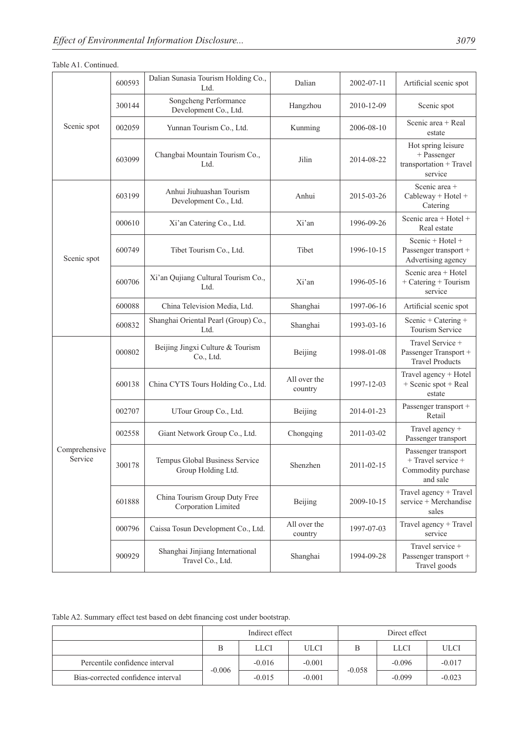Table A1. Continued.

| | | | | | |
|---|---|---|---|---|---|
| Scenic spot | 600593 | Dalian Sunasia Tourism Holding Co., Ltd. | Dalian | 2002-07-11 | Artificial scenic spot |
| | 300144 | Songcheng Performance Development Co., Ltd. | Hangzhou | 2010-12-09 | Scenic spot |
| | 002059 | Yunnan Tourism Co., Ltd. | Kunming | 2006-08-10 | Scenic area + Real estate |
| | 603099 | Changbai Mountain Tourism Co., Ltd. | Jilin | 2014-08-22 | Hot spring leisure + Passenger transportation + Travel service |
| Scenic spot | 603199 | Anhui Jiuhuashan Tourism Development Co., Ltd. | Anhui | 2015-03-26 | Scenic area + Cableway + Hotel + Catering |
| | 000610 | Xi'an Catering Co., Ltd. | Xi'an | 1996-09-26 | Scenic area + Hotel + Real estate |
| | 600749 | Tibet Tourism Co., Ltd. | Tibet | 1996-10-15 | Scenic + Hotel + Passenger transport + Advertising agency |
| | 600706 | Xi'an Qujiang Cultural Tourism Co., Ltd. | Xi'an | 1996-05-16 | Scenic area + Hotel + Catering + Tourism service |
| | 600088 | China Television Media, Ltd. | Shanghai | 1997-06-16 | Artificial scenic spot |
| | 600832 | Shanghai Oriental Pearl (Group) Co., Ltd. | Shanghai | 1993-03-16 | Scenic + Catering + Tourism Service |
| Comprehensive Service | 000802 | Beijing Jingxi Culture & Tourism Co., Ltd. | Beijing | 1998-01-08 | Travel Service + Passenger Transport + Travel Products |
| | 600138 | China CYTS Tours Holding Co., Ltd. | All over the country | 1997-12-03 | Travel agency + Hotel + Scenic spot + Real estate |
| | 002707 | UTour Group Co., Ltd. | Beijing | 2014-01-23 | Passenger transport + Retail |
| | 002558 | Giant Network Group Co., Ltd. | Chongqing | 2011-03-02 | Travel agency + Passenger transport |
| | 300178 | Tempus Global Business Service Group Holding Ltd. | Shenzhen | 2011-02-15 | Passenger transport + Travel service + Commodity purchase and sale |
| | 601888 | China Tourism Group Duty Free Corporation Limited | Beijing | 2009-10-15 | Travel agency + Travel service + Merchandise sales |
| | 000796 | Caissa Tosun Development Co., Ltd. | All over the country | 1997-07-03 | Travel agency + Travel service |
| | 900929 | Shanghai Jinjiang International Travel Co., Ltd. | Shanghai | 1994-09-28 | Travel service + Passenger transport + Travel goods |

Table A2. Summary effect test based on debt financing cost under bootstrap.

| | Indirect effect | | | Direct effect | | |
|---|---|---|---|---|---|---|
| | B | LLCI | ULCI | B | LLCI | ULCI |
| Percentile confidence interval | -0.006 | -0.016 | -0.001 | -0.058 | -0.096 | -0.017 |
| Bias-corrected confidence interval | | -0.015 | -0.001 | | -0.099 | -0.023 |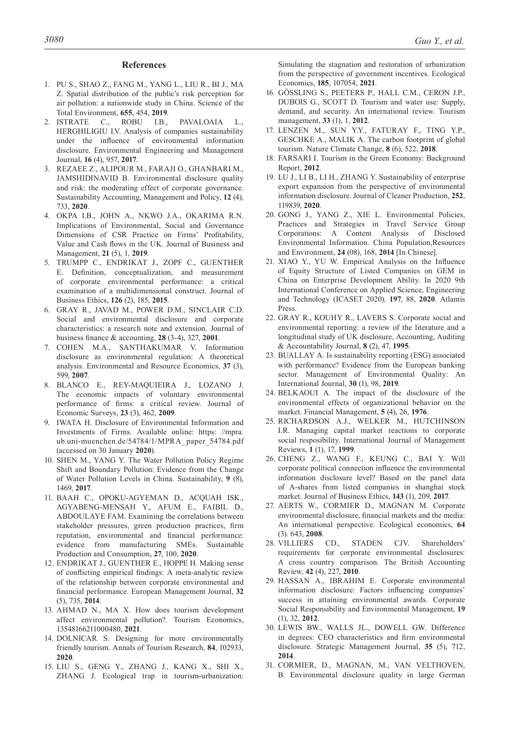## References

1. PU S., SHAO Z., FANG M., YANG L., LIU R., BI J., MA Z. Spatial distribution of the public's risk perception for air pollution: a nationwide study in China. Science of the Total Environment, **655**, 454, **2019**.
2. ISTRATE C., ROBU I.B., PAVALOAIA L., HERGHILIGIU I.V. Analysis of companies sustainability under the influence of environmental information disclosure. Environmental Engineering and Management Journal, **16** (4), 957, **2017**.
3. REZAEE Z., ALIPOUR M., FARAJI O., GHANBARI M., JAMSHIDINAVID B. Environmental disclosure quality and risk: the moderating effect of corporate governance. Sustainability Accounting, Management and Policy, **12** (4), 733, **2020**.
4. OKPA I.B., JOHN A., NKWO J.A., OKARIMA R.N. Implications of Environmental, Social and Governance Dimensions of CSR Practice on Firms' Profitability, Value and Cash flows in the UK. Journal of Business and Management, **21** (5), 1, **2019**.
5. TRUMPP C., ENDRIKAT J., ZOPF C., GUENTHER E. Definition, conceptualization, and measurement of corporate environmental performance: a critical examination of a multidimensional construct. Journal of Business Ethics, **126** (2), 185, **2015**.
6. GRAY R., JAVAD M., POWER D.M., SINCLAIR C.D. Social and environmental disclosure and corporate characteristics: a research note and extension. Journal of business finance & accounting, **28** (3-4), 327, **2001**.
7. COHEN M.A., SANTHAKUMAR V. Information disclosure as environmental regulation: A theoretical analysis. Environmental and Resource Economics, **37** (3), 599, **2007**.
8. BLANCO E., REY-MAQUIEIRA J., LOZANO J. The economic impacts of voluntary environmental performance of firms: a critical review. Journal of Economic Surveys, **23** (3), 462, **2009**.
9. IWATA H. Disclosure of Environmental Information and Investments of Firms. Available online: https: //mpra. ub.uni-muenchen.de/54784/1/MPRA_paper_54784.pdf (accessed on 30 January **2020**).
10. SHEN M., YANG Y. The Water Pollution Policy Regime Shift and Boundary Pollution: Evidence from the Change of Water Pollution Levels in China. Sustainability, **9** (8), 1469, **2017**.
11. BAAH C., OPOKU-AGYEMAN D., ACQUAH ISK., AGYABENG-MENSAH Y., AFUM E., FAIBIL D., ABDOULAYE FAM. Examining the correlations between stakeholder pressures, green production practices, firm reputation, environmental and financial performance: evidence from manufacturing SMEs. Sustainable Production and Consumption, **27**, 100, **2020**.
12. ENDRIKAT J., GUENTHER E., HOPPE H. Making sense of conflicting empirical findings: A meta-analytic review of the relationship between corporate environmental and financial performance. European Management Journal, **32** (5), 735, **2014**.
13. AHMAD N., MA X. How does tourism development affect environmental pollution?. Tourism Economics, 13548166211000480, **2021**.
14. DOLNICAR S. Designing for more environmentally friendly tourism. Annals of Tourism Research, **84**, 102933, **2020**.
15. LIU S., GENG Y., ZHANG J., KANG X., SHI X., ZHANG J. Ecological trap in tourism-urbanization: Simulating the stagnation and restoration of urbanization from the perspective of government incentives. Ecological Economics, **185**, 107054, **2021**.
16. GÖSSLING S., PEETERS P., HALL C.M., CERON J.P., DUBOIS G., SCOTT D. Tourism and water use: Supply, demand, and security. An international review. Tourism management, **33** (1), 1, **2012**.
17. LENZEN M., SUN Y.Y., FATURAY F., TING Y.P., GESCHKE A., MALIK A. The carbon footprint of global tourism. Nature Climate Change, **8** (6), 522, **2018**.
18. FARSARI I. Tourism in the Green Economy: Background Report, **2012**.
19. LU J., LI B., LI H., ZHANG Y. Sustainability of enterprise export expansion from the perspective of environmental information disclosure. Journal of Cleaner Production, **252**, 119839, **2020**.
20. GONG J., YANG Z., XIE L. Environmental Policies, Practices and Strategies in Travel Service Group Corporations: A Content Analysis of Disclosed Environmental Information. China Population,Resources and Environment, **24** (08), 168, **2014** [In Chinese].
21. XIAO Y., YU W. Empirical Analysis on the Influence of Equity Structure of Listed Companies on GEM in China on Enterprise Development Ability. In 2020 9th International Conference on Applied Science, Engineering and Technology (ICASET 2020)*,* **197**, 88, **2020**. Atlantis Press.
22. GRAY R., KOUHY R., LAVERS S. Corporate social and environmental reporting: a review of the literature and a longitudinal study of UK disclosure, Accounting, Auditing & Accountability Journal, **8** (2), 47, **1995**.
23. BUALLAY A. Is sustainability reporting (ESG) associated with performance? Evidence from the European banking sector. Management of Environmental Quality: An International Journal, **30** (1), 98, **2019**.
24. BELKAOUI A. The impact of the disclosure of the environmental effects of organizational behavior on the market. Financial Management, **5** (4), 26, **1976**.
25. RICHARDSON A.J., WELKER M., HUTCHINSON I.R. Managing capital market reactions to corporate social resposibility. International Journal of Management Reviews, **1** (1), 17, **1999**.
26. CHENG Z., WANG F., KEUNG C., BAI Y. Will corporate political connection influence the environmental information disclosure level? Based on the panel data of A-shares from listed companies in shanghai stock market. Journal of Business Ethics, **143** (1), 209, **2017**.
27. AERTS W., CORMIER D., MAGNAN M. Corporate environmental disclosure, financial markets and the media: An international perspective. Ecological economics, **64** (3). 643, **2008**.
28. VILLIERS CD., STADEN CJV. Shareholders' requirements for corporate environmental disclosures: A cross country comparison. The British Accounting Review, **42** (4), 227, **2010**.
29. HASSAN A., IBRAHIM E. Corporate environmental information disclosure: Factors influencing companies' success in attaining environmental awards. Corporate Social Responsibility and Environmental Management, **19** (1), 32, **2012**.
30. LEWIS BW., WALLS JL., DOWELL GW. Difference in degrees: CEO characteristics and firm environmental disclosure. Strategic Management Journal, **35** (5), 712, **2014**.
31. CORMIER, D., MAGNAN, M., VAN VELTHOVEN, B. Environmental disclosure quality in large German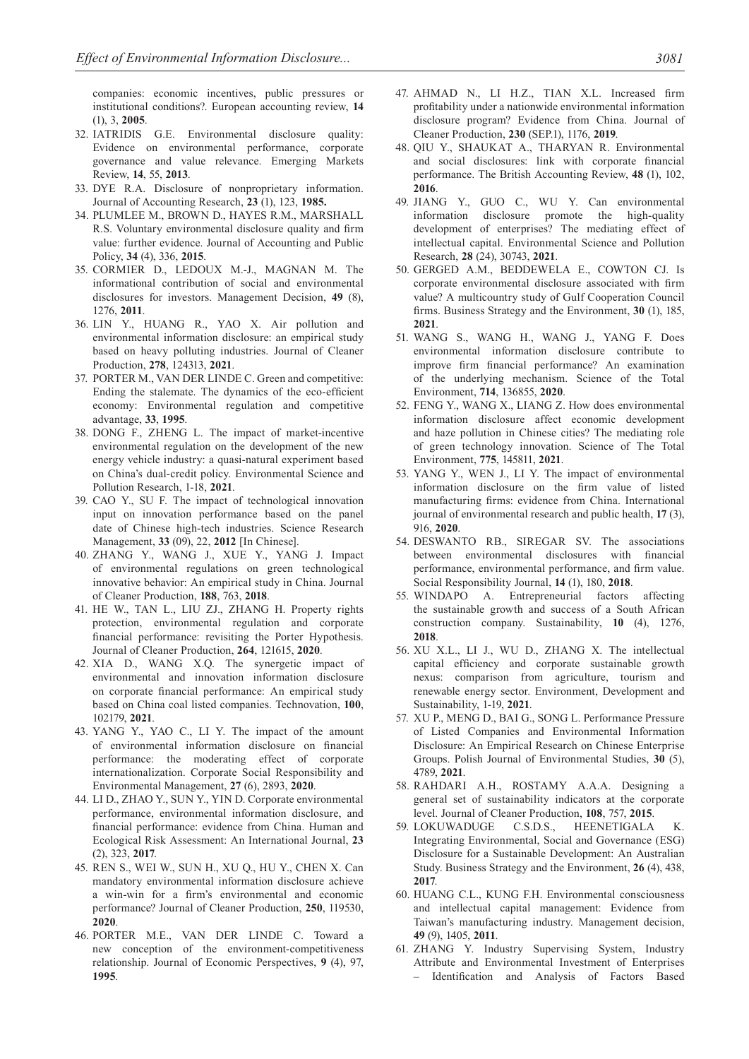companies: economic incentives, public pressures or institutional conditions?. European accounting review, **14** (1), 3, **2005**.

32. IATRIDIS G.E. Environmental disclosure quality: Evidence on environmental performance, corporate governance and value relevance. Emerging Markets Review, **14**, 55, **2013**.
33. DYE R.A. Disclosure of nonproprietary information. Journal of Accounting Research, **23** (1), 123, **1985.**
34. PLUMLEE M., BROWN D., HAYES R.M., MARSHALL R.S. Voluntary environmental disclosure quality and firm value: further evidence. Journal of Accounting and Public Policy, **34** (4), 336, **2015**.
35. CORMIER D., LEDOUX M.-J., MAGNAN M. The informational contribution of social and environmental disclosures for investors. Management Decision, **49** (8), 1276, **2011**.
36. LIN Y., HUANG R., YAO X. Air pollution and environmental information disclosure: an empirical study based on heavy polluting industries. Journal of Cleaner Production, **278**, 124313, **2021**.
37. PORTER M., VAN DER LINDE C. Green and competitive: Ending the stalemate. The dynamics of the eco-efficient economy: Environmental regulation and competitive advantage, **33**, **1995**.
38. DONG F., ZHENG L. The impact of market-incentive environmental regulation on the development of the new energy vehicle industry: a quasi-natural experiment based on China's dual-credit policy. Environmental Science and Pollution Research, 1-18, **2021**.
39. CAO Y., SU F. The impact of technological innovation input on innovation performance based on the panel date of Chinese high-tech industries. Science Research Management, **33** (09), 22, **2012** [In Chinese].
40. ZHANG Y., WANG J., XUE Y., YANG J. Impact of environmental regulations on green technological innovative behavior: An empirical study in China. Journal of Cleaner Production, **188**, 763, **2018**.
41. HE W., TAN L., LIU ZJ., ZHANG H. Property rights protection, environmental regulation and corporate financial performance: revisiting the Porter Hypothesis. Journal of Cleaner Production, **264**, 121615, **2020**.
42. XIA D., WANG X.Q. The synergetic impact of environmental and innovation information disclosure on corporate financial performance: An empirical study based on China coal listed companies. Technovation, **100**, 102179, **2021**.
43. YANG Y., YAO C., LI Y. The impact of the amount of environmental information disclosure on financial performance: the moderating effect of corporate internationalization. Corporate Social Responsibility and Environmental Management, **27** (6), 2893, **2020**.
44. LI D., ZHAO Y., SUN Y., YIN D. Corporate environmental performance, environmental information disclosure, and financial performance: evidence from China. Human and Ecological Risk Assessment: An International Journal, **23** (2), 323, **2017**.
45. REN S., WEI W., SUN H., XU Q., HU Y., CHEN X. Can mandatory environmental information disclosure achieve a win-win for a firm's environmental and economic performance? Journal of Cleaner Production, **250**, 119530, **2020**.
46. PORTER M.E., VAN DER LINDE C. Toward a new conception of the environment-competitiveness relationship. Journal of Economic Perspectives, **9** (4), 97, **1995**.
47. AHMAD N., LI H.Z., TIAN X.L. Increased firm profitability under a nationwide environmental information disclosure program? Evidence from China. Journal of Cleaner Production, **230** (SEP.1), 1176, **2019**.
48. QIU Y., SHAUKAT A., THARYAN R. Environmental and social disclosures: link with corporate financial performance. The British Accounting Review, **48** (1), 102, **2016**.
49. JIANG Y., GUO C., WU Y. Can environmental information disclosure promote the high-quality development of enterprises? The mediating effect of intellectual capital. Environmental Science and Pollution Research, **28** (24), 30743, **2021**.
50. GERGED A.M., BEDDEWELA E., COWTON CJ. Is corporate environmental disclosure associated with firm value? A multicountry study of Gulf Cooperation Council firms. Business Strategy and the Environment, **30** (1), 185, **2021**.
51. WANG S., WANG H., WANG J., YANG F. Does environmental information disclosure contribute to improve firm financial performance? An examination of the underlying mechanism. Science of the Total Environment, **714**, 136855, **2020**.
52. FENG Y., WANG X., LIANG Z. How does environmental information disclosure affect economic development and haze pollution in Chinese cities? The mediating role of green technology innovation. Science of The Total Environment, **775**, 145811, **2021**.
53. YANG Y., WEN J., LI Y. The impact of environmental information disclosure on the firm value of listed manufacturing firms: evidence from China. International journal of environmental research and public health, **17** (3), 916, **2020**.
54. DESWANTO RB., SIREGAR SV. The associations between environmental disclosures with financial performance, environmental performance, and firm value. Social Responsibility Journal, **14** (1), 180, **2018**.
55. WINDAPO A. Entrepreneurial factors affecting the sustainable growth and success of a South African construction company. Sustainability, **10** (4), 1276, **2018**.
56. XU X.L., LI J., WU D., ZHANG X. The intellectual capital efficiency and corporate sustainable growth nexus: comparison from agriculture, tourism and renewable energy sector. Environment, Development and Sustainability, 1-19, **2021**.
57. XU P., MENG D., BAI G., SONG L. Performance Pressure of Listed Companies and Environmental Information Disclosure: An Empirical Research on Chinese Enterprise Groups. Polish Journal of Environmental Studies, **30** (5), 4789, **2021**.
58. RAHDARI A.H., ROSTAMY A.A.A. Designing a general set of sustainability indicators at the corporate level. Journal of Cleaner Production, **108**, 757, **2015**.
59. LOKUWADUGE C.S.D.S., HEENETIGALA K. Integrating Environmental, Social and Governance (ESG) Disclosure for a Sustainable Development: An Australian Study. Business Strategy and the Environment, **26** (4), 438, **2017**.
60. HUANG C.L., KUNG F.H. Environmental consciousness and intellectual capital management: Evidence from Taiwan's manufacturing industry. Management decision, **49** (9), 1405, **2011**.
61. ZHANG Y. Industry Supervising System, Industry Attribute and Environmental Investment of Enterprises – Identification and Analysis of Factors Based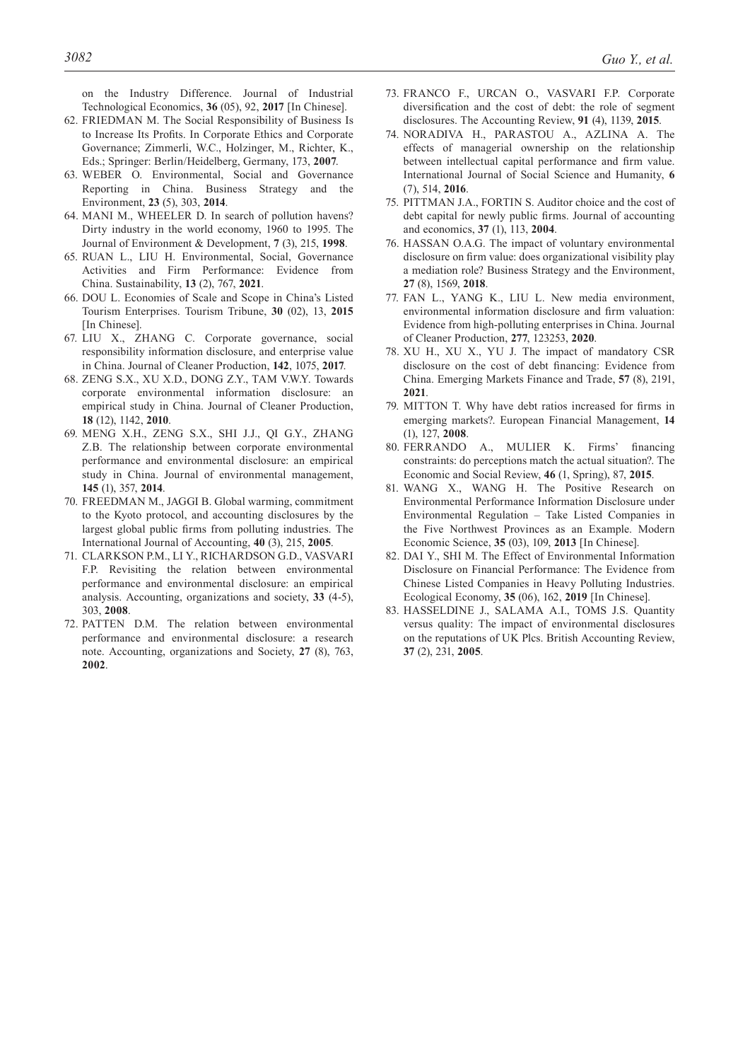on the Industry Difference. Journal of Industrial Technological Economics, **36** (05), 92, **2017** [In Chinese].

62. FRIEDMAN M. The Social Responsibility of Business Is to Increase Its Profits. In Corporate Ethics and Corporate Governance; Zimmerli, W.C., Holzinger, M., Richter, K., Eds.; Springer: Berlin/Heidelberg, Germany, 173, **2007**.
63. WEBER O. Environmental, Social and Governance Reporting in China. Business Strategy and the Environment, **23** (5), 303, **2014**.
64. MANI M., WHEELER D. In search of pollution havens? Dirty industry in the world economy, 1960 to 1995. The Journal of Environment & Development, **7** (3), 215, **1998**.
65. RUAN L., LIU H. Environmental, Social, Governance Activities and Firm Performance: Evidence from China. Sustainability, **13** (2), 767, **2021**.
66. DOU L. Economies of Scale and Scope in China's Listed Tourism Enterprises. Tourism Tribune, **30** (02), 13, **2015** [In Chinese].
67. LIU X., ZHANG C. Corporate governance, social responsibility information disclosure, and enterprise value in China. Journal of Cleaner Production, **142**, 1075, **2017**.
68. ZENG S.X., XU X.D., DONG Z.Y., TAM V.W.Y. Towards corporate environmental information disclosure: an empirical study in China. Journal of Cleaner Production, **18** (12), 1142, **2010**.
69. MENG X.H., ZENG S.X., SHI J.J., QI G.Y., ZHANG Z.B. The relationship between corporate environmental performance and environmental disclosure: an empirical study in China. Journal of environmental management, **145** (1), 357, **2014**.
70. FREEDMAN M., JAGGI B. Global warming, commitment to the Kyoto protocol, and accounting disclosures by the largest global public firms from polluting industries. The International Journal of Accounting, **40** (3), 215, **2005**.
71. CLARKSON P.M., LI Y., RICHARDSON G.D., VASVARI F.P. Revisiting the relation between environmental performance and environmental disclosure: an empirical analysis. Accounting, organizations and society, **33** (4-5), 303, **2008**.
72. PATTEN D.M. The relation between environmental performance and environmental disclosure: a research note. Accounting, organizations and Society, **27** (8), 763, **2002**.
73. FRANCO F., URCAN O., VASVARI F.P. Corporate diversification and the cost of debt: the role of segment disclosures. The Accounting Review, **91** (4), 1139, **2015**.
74. NORADIVA H., PARASTOU A., AZLINA A. The effects of managerial ownership on the relationship between intellectual capital performance and firm value. International Journal of Social Science and Humanity, **6** (7), 514, **2016**.
75. PITTMAN J.A., FORTIN S. Auditor choice and the cost of debt capital for newly public firms. Journal of accounting and economics, **37** (1), 113, **2004**.
76. HASSAN O.A.G. The impact of voluntary environmental disclosure on firm value: does organizational visibility play a mediation role? Business Strategy and the Environment, **27** (8), 1569, **2018**.
77. FAN L., YANG K., LIU L. New media environment, environmental information disclosure and firm valuation: Evidence from high-polluting enterprises in China. Journal of Cleaner Production, **277**, 123253, **2020**.
78. XU H., XU X., YU J. The impact of mandatory CSR disclosure on the cost of debt financing: Evidence from China. Emerging Markets Finance and Trade, **57** (8), 2191, **2021**.
79. MITTON T. Why have debt ratios increased for firms in emerging markets?. European Financial Management, **14** (1), 127, **2008**.
80. FERRANDO A., MULIER K. Firms' financing constraints: do perceptions match the actual situation?. The Economic and Social Review, **46** (1, Spring), 87, **2015**.
81. WANG X., WANG H. The Positive Research on Environmental Performance Information Disclosure under Environmental Regulation – Take Listed Companies in the Five Northwest Provinces as an Example. Modern Economic Science, **35** (03), 109, **2013** [In Chinese].
82. DAI Y., SHI M. The Effect of Environmental Information Disclosure on Financial Performance: The Evidence from Chinese Listed Companies in Heavy Polluting Industries. Ecological Economy, **35** (06), 162, **2019** [In Chinese].
83. HASSELDINE J., SALAMA A.I., TOMS J.S. Quantity versus quality: The impact of environmental disclosures on the reputations of UK Plcs. British Accounting Review, **37** (2), 231, **2005**.